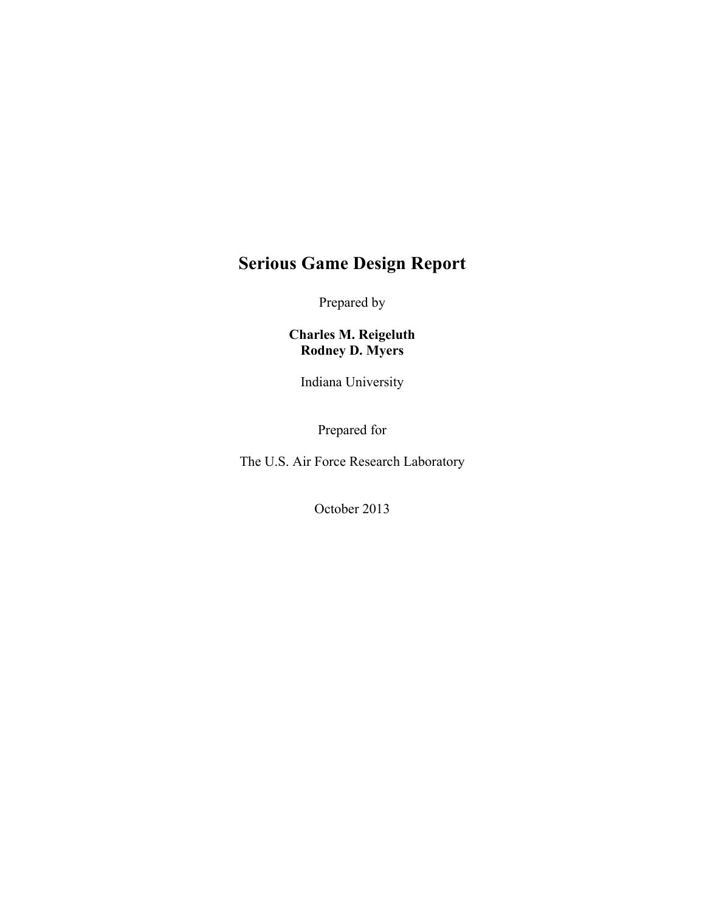# Serious Game Design Report

Prepared by

**Charles M. Reigeluth**
**Rodney D. Myers**

Indiana University

Prepared for

The U.S. Air Force Research Laboratory

October 2013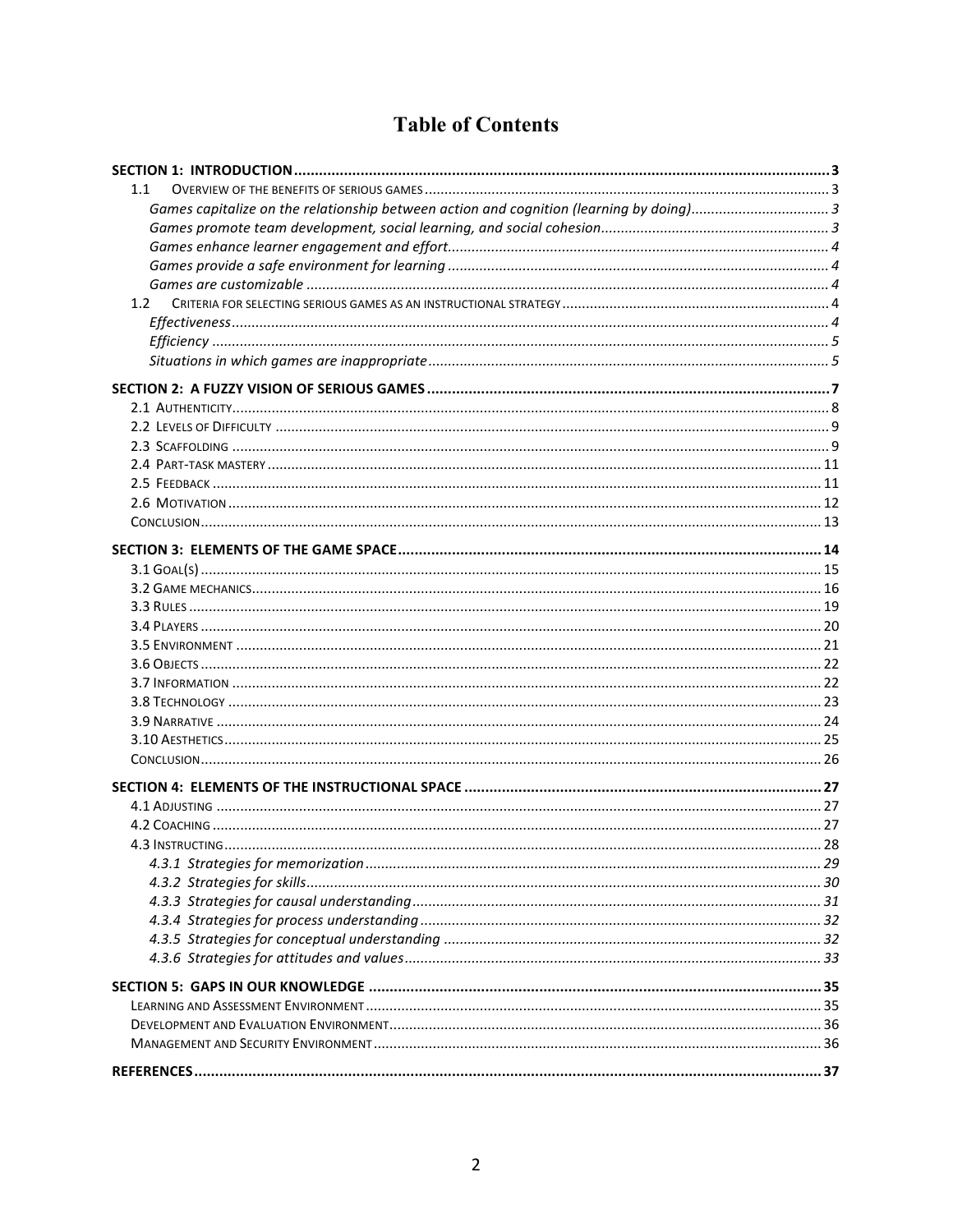# Table of Contents

**SECTION 1: INTRODUCTION** ..... 3

- 1.1 OVERVIEW OF THE BENEFITS OF SERIOUS GAMES ..... 3
  - *Games capitalize on the relationship between action and cognition (learning by doing)* ..... 3
  - *Games promote team development, social learning, and social cohesion* ..... 3
  - *Games enhance learner engagement and effort* ..... 4
  - *Games provide a safe environment for learning* ..... 4
  - *Games are customizable* ..... 4
- 1.2 CRITERIA FOR SELECTING SERIOUS GAMES AS AN INSTRUCTIONAL STRATEGY ..... 4
  - *Effectiveness* ..... 4
  - *Efficiency* ..... 5
  - *Situations in which games are inappropriate* ..... 5

**SECTION 2: A FUZZY VISION OF SERIOUS GAMES** ..... 7

- 2.1 AUTHENTICITY ..... 8
- 2.2 LEVELS OF DIFFICULTY ..... 9
- 2.3 SCAFFOLDING ..... 9
- 2.4 PART-TASK MASTERY ..... 11
- 2.5 FEEDBACK ..... 11
- 2.6 MOTIVATION ..... 12
- CONCLUSION ..... 13

**SECTION 3: ELEMENTS OF THE GAME SPACE** ..... 14

- 3.1 GOAL(S) ..... 15
- 3.2 GAME MECHANICS ..... 16
- 3.3 RULES ..... 19
- 3.4 PLAYERS ..... 20
- 3.5 ENVIRONMENT ..... 21
- 3.6 OBJECTS ..... 22
- 3.7 INFORMATION ..... 22
- 3.8 TECHNOLOGY ..... 23
- 3.9 NARRATIVE ..... 24
- 3.10 AESTHETICS ..... 25
- CONCLUSION ..... 26

**SECTION 4: ELEMENTS OF THE INSTRUCTIONAL SPACE** ..... 27

- 4.1 ADJUSTING ..... 27
- 4.2 COACHING ..... 27
- 4.3 INSTRUCTING ..... 28
  - *4.3.1 Strategies for memorization* ..... 29
  - *4.3.2 Strategies for skills* ..... 30
  - *4.3.3 Strategies for causal understanding* ..... 31
  - *4.3.4 Strategies for process understanding* ..... 32
  - *4.3.5 Strategies for conceptual understanding* ..... 32
  - *4.3.6 Strategies for attitudes and values* ..... 33

**SECTION 5: GAPS IN OUR KNOWLEDGE** ..... 35

- LEARNING AND ASSESSMENT ENVIRONMENT ..... 35
- DEVELOPMENT AND EVALUATION ENVIRONMENT ..... 36
- MANAGEMENT AND SECURITY ENVIRONMENT ..... 36

**REFERENCES** ..... 37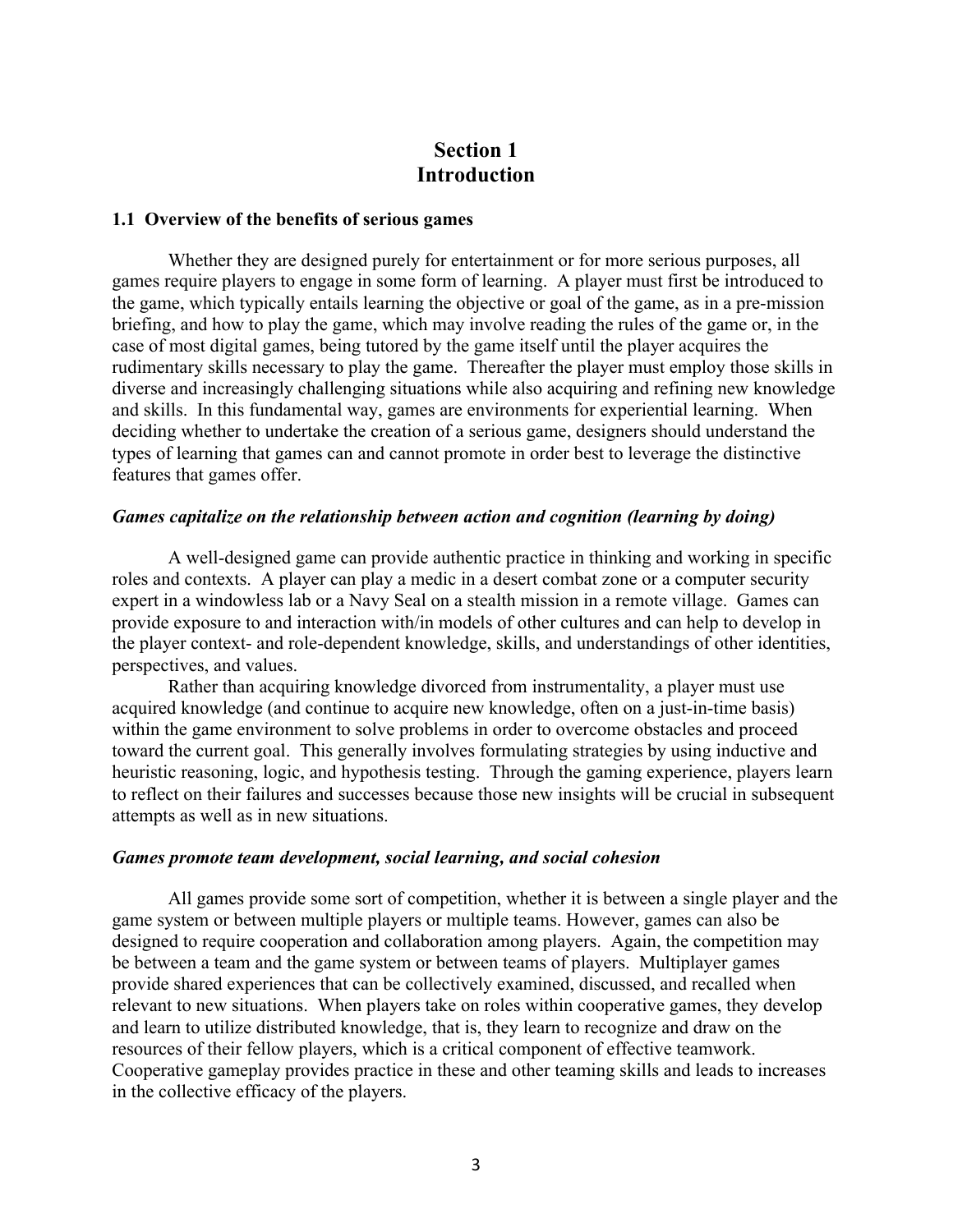# Section 1
# Introduction

### 1.1 Overview of the benefits of serious games

Whether they are designed purely for entertainment or for more serious purposes, all games require players to engage in some form of learning. A player must first be introduced to the game, which typically entails learning the objective or goal of the game, as in a pre-mission briefing, and how to play the game, which may involve reading the rules of the game or, in the case of most digital games, being tutored by the game itself until the player acquires the rudimentary skills necessary to play the game. Thereafter the player must employ those skills in diverse and increasingly challenging situations while also acquiring and refining new knowledge and skills. In this fundamental way, games are environments for experiential learning. When deciding whether to undertake the creation of a serious game, designers should understand the types of learning that games can and cannot promote in order best to leverage the distinctive features that games offer.

***Games capitalize on the relationship between action and cognition (learning by doing)***

A well-designed game can provide authentic practice in thinking and working in specific roles and contexts. A player can play a medic in a desert combat zone or a computer security expert in a windowless lab or a Navy Seal on a stealth mission in a remote village. Games can provide exposure to and interaction with/in models of other cultures and can help to develop in the player context- and role-dependent knowledge, skills, and understandings of other identities, perspectives, and values.

Rather than acquiring knowledge divorced from instrumentality, a player must use acquired knowledge (and continue to acquire new knowledge, often on a just-in-time basis) within the game environment to solve problems in order to overcome obstacles and proceed toward the current goal. This generally involves formulating strategies by using inductive and heuristic reasoning, logic, and hypothesis testing. Through the gaming experience, players learn to reflect on their failures and successes because those new insights will be crucial in subsequent attempts as well as in new situations.

***Games promote team development, social learning, and social cohesion***

All games provide some sort of competition, whether it is between a single player and the game system or between multiple players or multiple teams. However, games can also be designed to require cooperation and collaboration among players. Again, the competition may be between a team and the game system or between teams of players. Multiplayer games provide shared experiences that can be collectively examined, discussed, and recalled when relevant to new situations. When players take on roles within cooperative games, they develop and learn to utilize distributed knowledge, that is, they learn to recognize and draw on the resources of their fellow players, which is a critical component of effective teamwork. Cooperative gameplay provides practice in these and other teaming skills and leads to increases in the collective efficacy of the players.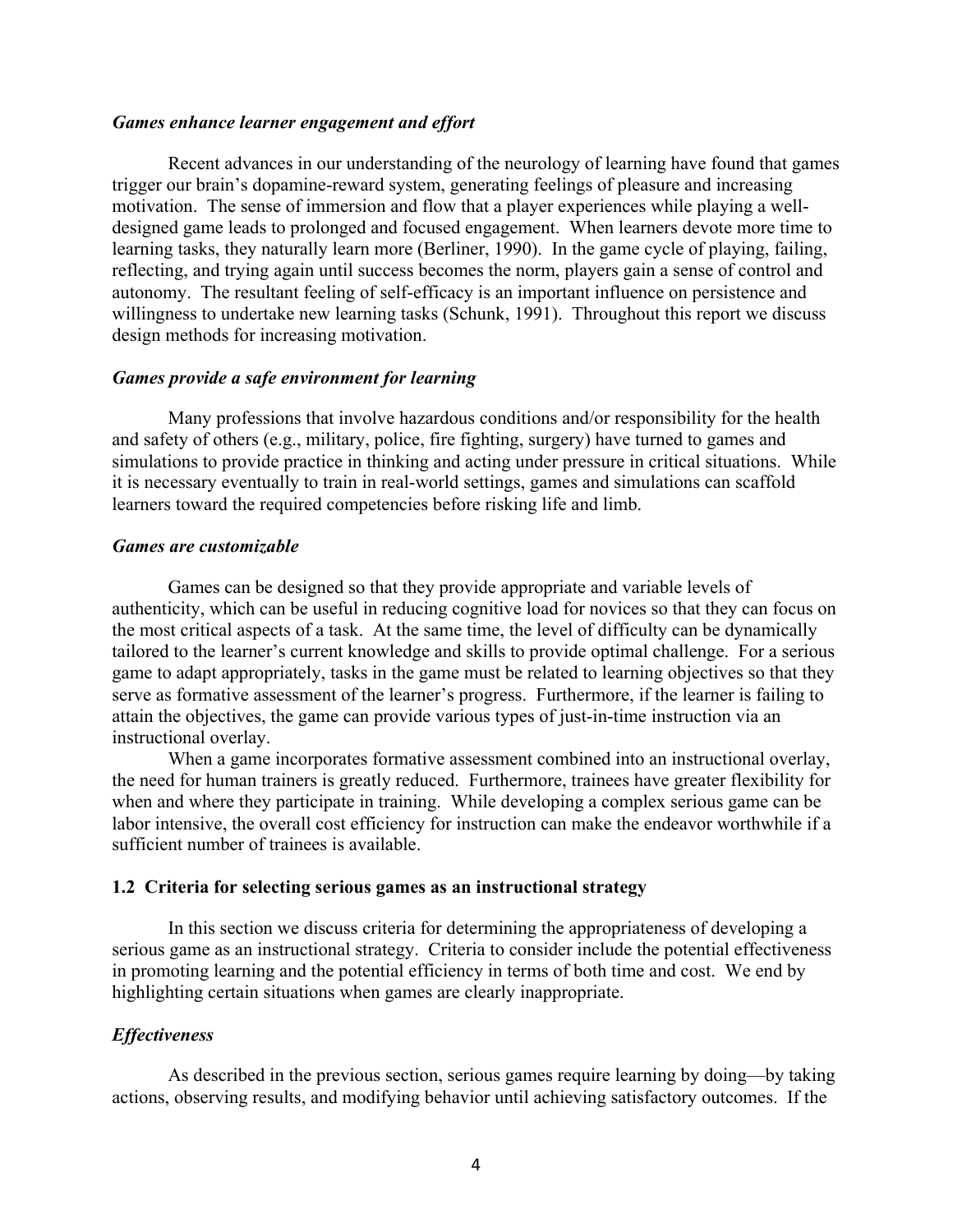### *Games enhance learner engagement and effort*

Recent advances in our understanding of the neurology of learning have found that games trigger our brain's dopamine-reward system, generating feelings of pleasure and increasing motivation. The sense of immersion and flow that a player experiences while playing a well-designed game leads to prolonged and focused engagement. When learners devote more time to learning tasks, they naturally learn more (Berliner, 1990). In the game cycle of playing, failing, reflecting, and trying again until success becomes the norm, players gain a sense of control and autonomy. The resultant feeling of self-efficacy is an important influence on persistence and willingness to undertake new learning tasks (Schunk, 1991). Throughout this report we discuss design methods for increasing motivation.

### *Games provide a safe environment for learning*

Many professions that involve hazardous conditions and/or responsibility for the health and safety of others (e.g., military, police, fire fighting, surgery) have turned to games and simulations to provide practice in thinking and acting under pressure in critical situations. While it is necessary eventually to train in real-world settings, games and simulations can scaffold learners toward the required competencies before risking life and limb.

### *Games are customizable*

Games can be designed so that they provide appropriate and variable levels of authenticity, which can be useful in reducing cognitive load for novices so that they can focus on the most critical aspects of a task. At the same time, the level of difficulty can be dynamically tailored to the learner's current knowledge and skills to provide optimal challenge. For a serious game to adapt appropriately, tasks in the game must be related to learning objectives so that they serve as formative assessment of the learner's progress. Furthermore, if the learner is failing to attain the objectives, the game can provide various types of just-in-time instruction via an instructional overlay.

When a game incorporates formative assessment combined into an instructional overlay, the need for human trainers is greatly reduced. Furthermore, trainees have greater flexibility for when and where they participate in training. While developing a complex serious game can be labor intensive, the overall cost efficiency for instruction can make the endeavor worthwhile if a sufficient number of trainees is available.

## 1.2 Criteria for selecting serious games as an instructional strategy

In this section we discuss criteria for determining the appropriateness of developing a serious game as an instructional strategy. Criteria to consider include the potential effectiveness in promoting learning and the potential efficiency in terms of both time and cost. We end by highlighting certain situations when games are clearly inappropriate.

### *Effectiveness*

As described in the previous section, serious games require learning by doing—by taking actions, observing results, and modifying behavior until achieving satisfactory outcomes. If the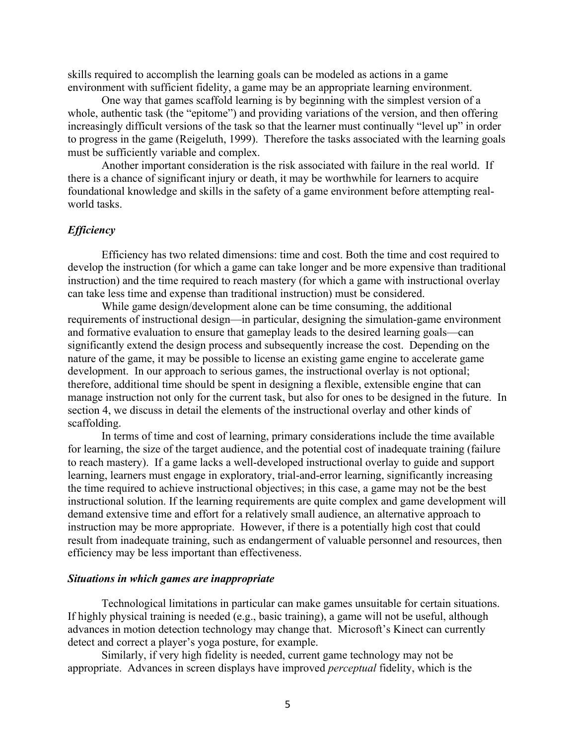skills required to accomplish the learning goals can be modeled as actions in a game environment with sufficient fidelity, a game may be an appropriate learning environment.

One way that games scaffold learning is by beginning with the simplest version of a whole, authentic task (the "epitome") and providing variations of the version, and then offering increasingly difficult versions of the task so that the learner must continually "level up" in order to progress in the game (Reigeluth, 1999). Therefore the tasks associated with the learning goals must be sufficiently variable and complex.

Another important consideration is the risk associated with failure in the real world. If there is a chance of significant injury or death, it may be worthwhile for learners to acquire foundational knowledge and skills in the safety of a game environment before attempting real-world tasks.

### *Efficiency*

Efficiency has two related dimensions: time and cost. Both the time and cost required to develop the instruction (for which a game can take longer and be more expensive than traditional instruction) and the time required to reach mastery (for which a game with instructional overlay can take less time and expense than traditional instruction) must be considered.

While game design/development alone can be time consuming, the additional requirements of instructional design—in particular, designing the simulation-game environment and formative evaluation to ensure that gameplay leads to the desired learning goals—can significantly extend the design process and subsequently increase the cost. Depending on the nature of the game, it may be possible to license an existing game engine to accelerate game development. In our approach to serious games, the instructional overlay is not optional; therefore, additional time should be spent in designing a flexible, extensible engine that can manage instruction not only for the current task, but also for ones to be designed in the future. In section 4, we discuss in detail the elements of the instructional overlay and other kinds of scaffolding.

In terms of time and cost of learning, primary considerations include the time available for learning, the size of the target audience, and the potential cost of inadequate training (failure to reach mastery). If a game lacks a well-developed instructional overlay to guide and support learning, learners must engage in exploratory, trial-and-error learning, significantly increasing the time required to achieve instructional objectives; in this case, a game may not be the best instructional solution. If the learning requirements are quite complex and game development will demand extensive time and effort for a relatively small audience, an alternative approach to instruction may be more appropriate. However, if there is a potentially high cost that could result from inadequate training, such as endangerment of valuable personnel and resources, then efficiency may be less important than effectiveness.

### *Situations in which games are inappropriate*

Technological limitations in particular can make games unsuitable for certain situations. If highly physical training is needed (e.g., basic training), a game will not be useful, although advances in motion detection technology may change that. Microsoft's Kinect can currently detect and correct a player's yoga posture, for example.

Similarly, if very high fidelity is needed, current game technology may not be appropriate. Advances in screen displays have improved *perceptual* fidelity, which is the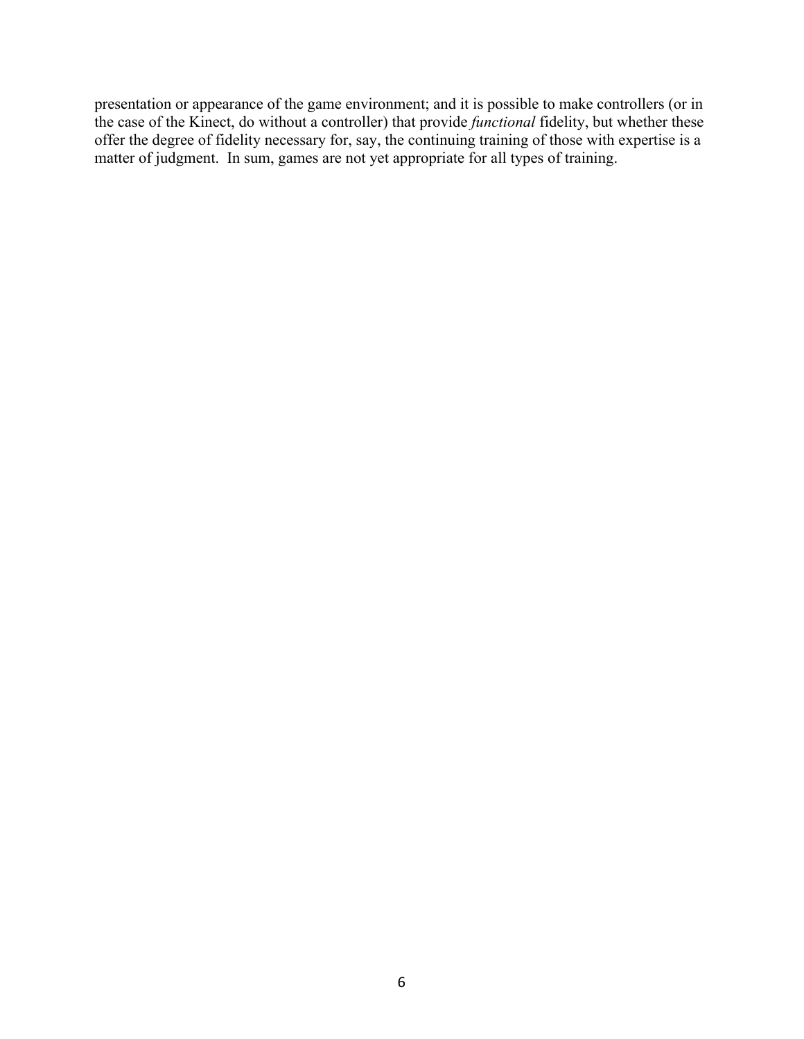presentation or appearance of the game environment; and it is possible to make controllers (or in the case of the Kinect, do without a controller) that provide *functional* fidelity, but whether these offer the degree of fidelity necessary for, say, the continuing training of those with expertise is a matter of judgment. In sum, games are not yet appropriate for all types of training.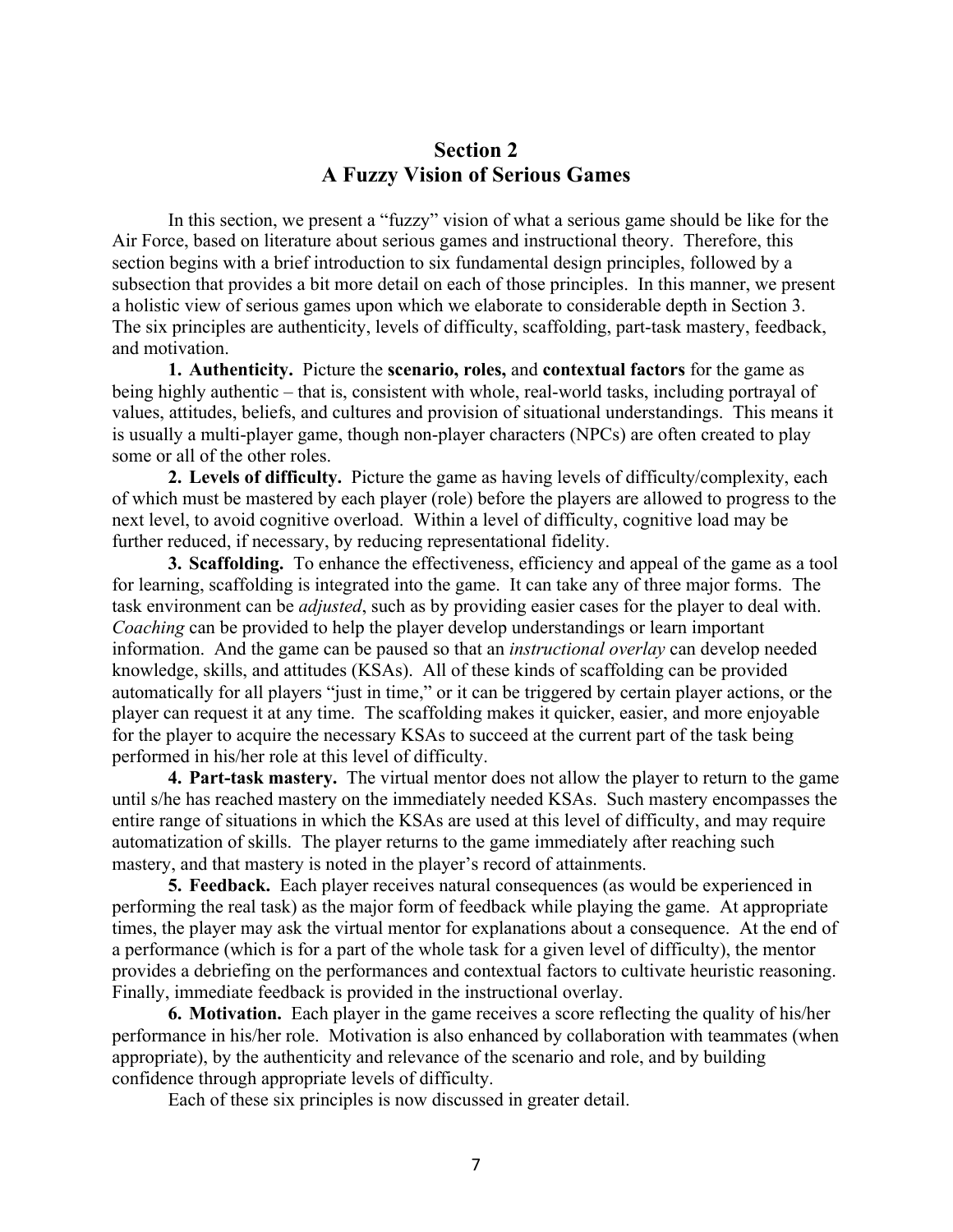# Section 2
# A Fuzzy Vision of Serious Games

In this section, we present a "fuzzy" vision of what a serious game should be like for the Air Force, based on literature about serious games and instructional theory. Therefore, this section begins with a brief introduction to six fundamental design principles, followed by a subsection that provides a bit more detail on each of those principles. In this manner, we present a holistic view of serious games upon which we elaborate to considerable depth in Section 3. The six principles are authenticity, levels of difficulty, scaffolding, part-task mastery, feedback, and motivation.

**1. Authenticity.** Picture the **scenario, roles,** and **contextual factors** for the game as being highly authentic – that is, consistent with whole, real-world tasks, including portrayal of values, attitudes, beliefs, and cultures and provision of situational understandings. This means it is usually a multi-player game, though non-player characters (NPCs) are often created to play some or all of the other roles.

**2. Levels of difficulty.** Picture the game as having levels of difficulty/complexity, each of which must be mastered by each player (role) before the players are allowed to progress to the next level, to avoid cognitive overload. Within a level of difficulty, cognitive load may be further reduced, if necessary, by reducing representational fidelity.

**3. Scaffolding.** To enhance the effectiveness, efficiency and appeal of the game as a tool for learning, scaffolding is integrated into the game. It can take any of three major forms. The task environment can be *adjusted*, such as by providing easier cases for the player to deal with. *Coaching* can be provided to help the player develop understandings or learn important information. And the game can be paused so that an *instructional overlay* can develop needed knowledge, skills, and attitudes (KSAs). All of these kinds of scaffolding can be provided automatically for all players "just in time," or it can be triggered by certain player actions, or the player can request it at any time. The scaffolding makes it quicker, easier, and more enjoyable for the player to acquire the necessary KSAs to succeed at the current part of the task being performed in his/her role at this level of difficulty.

**4. Part-task mastery.** The virtual mentor does not allow the player to return to the game until s/he has reached mastery on the immediately needed KSAs. Such mastery encompasses the entire range of situations in which the KSAs are used at this level of difficulty, and may require automatization of skills. The player returns to the game immediately after reaching such mastery, and that mastery is noted in the player's record of attainments.

**5. Feedback.** Each player receives natural consequences (as would be experienced in performing the real task) as the major form of feedback while playing the game. At appropriate times, the player may ask the virtual mentor for explanations about a consequence. At the end of a performance (which is for a part of the whole task for a given level of difficulty), the mentor provides a debriefing on the performances and contextual factors to cultivate heuristic reasoning. Finally, immediate feedback is provided in the instructional overlay.

**6. Motivation.** Each player in the game receives a score reflecting the quality of his/her performance in his/her role. Motivation is also enhanced by collaboration with teammates (when appropriate), by the authenticity and relevance of the scenario and role, and by building confidence through appropriate levels of difficulty.

Each of these six principles is now discussed in greater detail.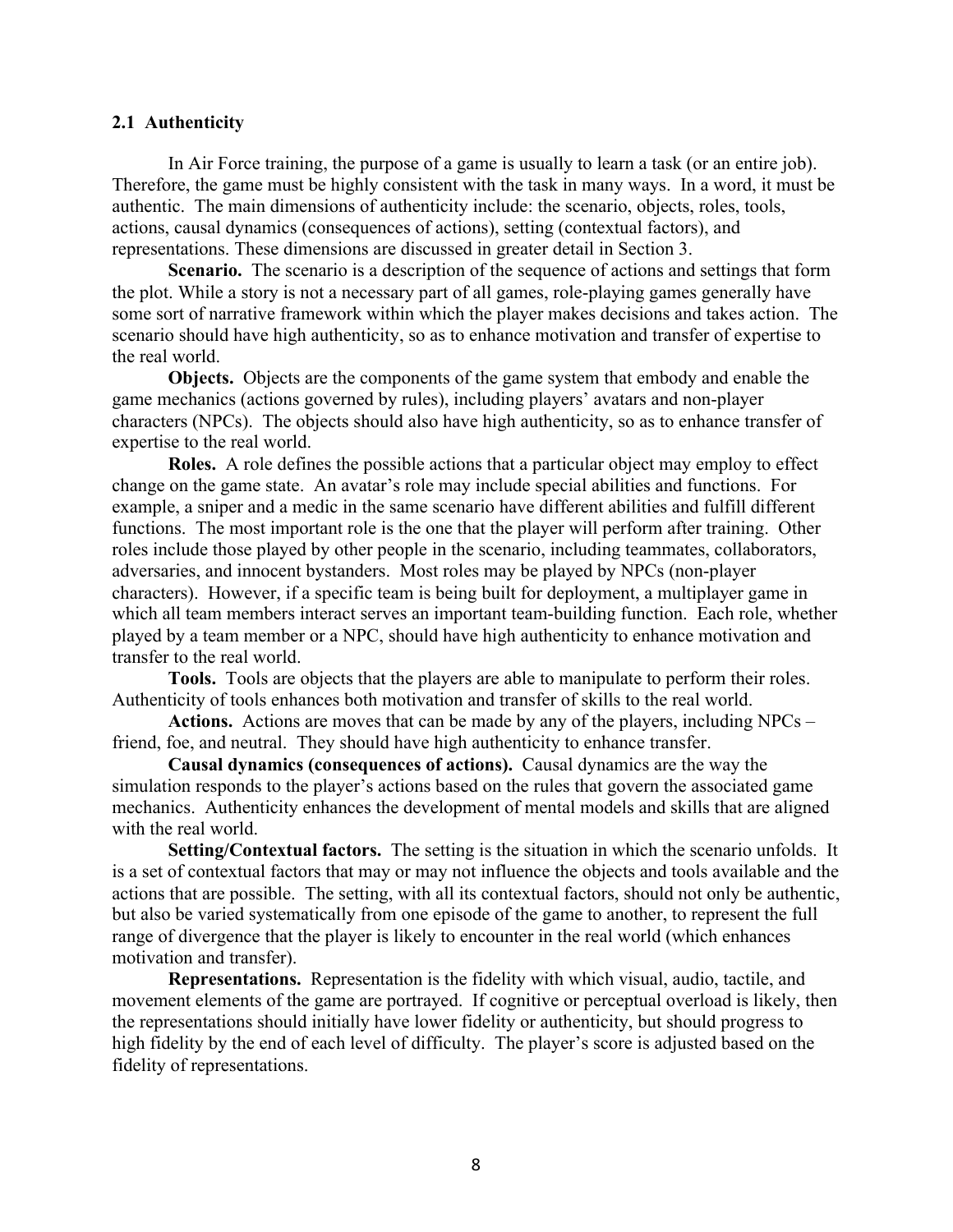### 2.1 Authenticity

In Air Force training, the purpose of a game is usually to learn a task (or an entire job). Therefore, the game must be highly consistent with the task in many ways. In a word, it must be authentic. The main dimensions of authenticity include: the scenario, objects, roles, tools, actions, causal dynamics (consequences of actions), setting (contextual factors), and representations. These dimensions are discussed in greater detail in Section 3.

**Scenario.** The scenario is a description of the sequence of actions and settings that form the plot. While a story is not a necessary part of all games, role-playing games generally have some sort of narrative framework within which the player makes decisions and takes action. The scenario should have high authenticity, so as to enhance motivation and transfer of expertise to the real world.

**Objects.** Objects are the components of the game system that embody and enable the game mechanics (actions governed by rules), including players' avatars and non-player characters (NPCs). The objects should also have high authenticity, so as to enhance transfer of expertise to the real world.

**Roles.** A role defines the possible actions that a particular object may employ to effect change on the game state. An avatar's role may include special abilities and functions. For example, a sniper and a medic in the same scenario have different abilities and fulfill different functions. The most important role is the one that the player will perform after training. Other roles include those played by other people in the scenario, including teammates, collaborators, adversaries, and innocent bystanders. Most roles may be played by NPCs (non-player characters). However, if a specific team is being built for deployment, a multiplayer game in which all team members interact serves an important team-building function. Each role, whether played by a team member or a NPC, should have high authenticity to enhance motivation and transfer to the real world.

**Tools.** Tools are objects that the players are able to manipulate to perform their roles. Authenticity of tools enhances both motivation and transfer of skills to the real world.

**Actions.** Actions are moves that can be made by any of the players, including NPCs – friend, foe, and neutral. They should have high authenticity to enhance transfer.

**Causal dynamics (consequences of actions).** Causal dynamics are the way the simulation responds to the player's actions based on the rules that govern the associated game mechanics. Authenticity enhances the development of mental models and skills that are aligned with the real world.

**Setting/Contextual factors.** The setting is the situation in which the scenario unfolds. It is a set of contextual factors that may or may not influence the objects and tools available and the actions that are possible. The setting, with all its contextual factors, should not only be authentic, but also be varied systematically from one episode of the game to another, to represent the full range of divergence that the player is likely to encounter in the real world (which enhances motivation and transfer).

**Representations.** Representation is the fidelity with which visual, audio, tactile, and movement elements of the game are portrayed. If cognitive or perceptual overload is likely, then the representations should initially have lower fidelity or authenticity, but should progress to high fidelity by the end of each level of difficulty. The player's score is adjusted based on the fidelity of representations.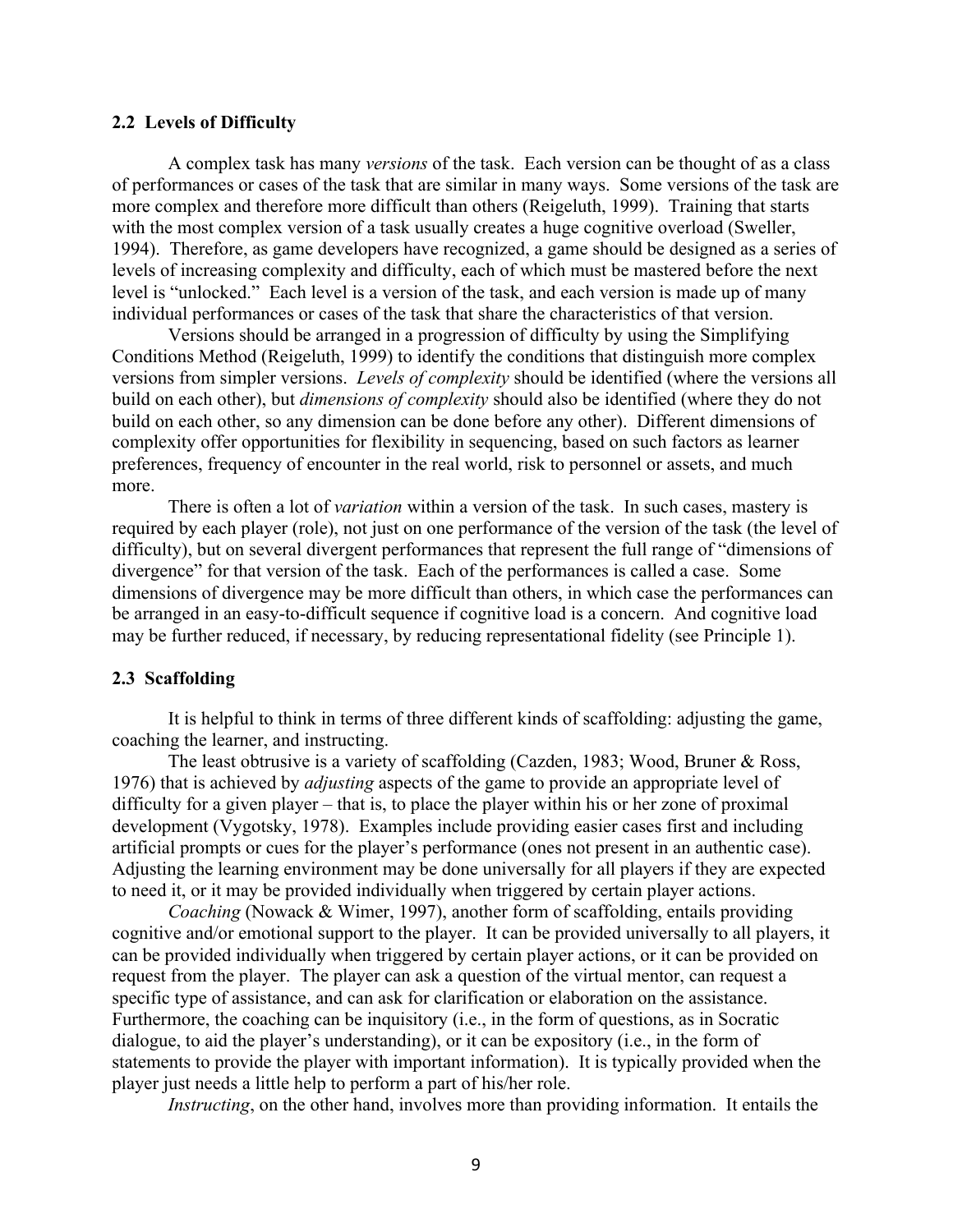### 2.2 Levels of Difficulty

A complex task has many *versions* of the task. Each version can be thought of as a class of performances or cases of the task that are similar in many ways. Some versions of the task are more complex and therefore more difficult than others (Reigeluth, 1999). Training that starts with the most complex version of a task usually creates a huge cognitive overload (Sweller, 1994). Therefore, as game developers have recognized, a game should be designed as a series of levels of increasing complexity and difficulty, each of which must be mastered before the next level is "unlocked." Each level is a version of the task, and each version is made up of many individual performances or cases of the task that share the characteristics of that version.

Versions should be arranged in a progression of difficulty by using the Simplifying Conditions Method (Reigeluth, 1999) to identify the conditions that distinguish more complex versions from simpler versions. *Levels of complexity* should be identified (where the versions all build on each other), but *dimensions of complexity* should also be identified (where they do not build on each other, so any dimension can be done before any other). Different dimensions of complexity offer opportunities for flexibility in sequencing, based on such factors as learner preferences, frequency of encounter in the real world, risk to personnel or assets, and much more.

There is often a lot of *variation* within a version of the task. In such cases, mastery is required by each player (role), not just on one performance of the version of the task (the level of difficulty), but on several divergent performances that represent the full range of "dimensions of divergence" for that version of the task. Each of the performances is called a case. Some dimensions of divergence may be more difficult than others, in which case the performances can be arranged in an easy-to-difficult sequence if cognitive load is a concern. And cognitive load may be further reduced, if necessary, by reducing representational fidelity (see Principle 1).

### 2.3 Scaffolding

It is helpful to think in terms of three different kinds of scaffolding: adjusting the game, coaching the learner, and instructing.

The least obtrusive is a variety of scaffolding (Cazden, 1983; Wood, Bruner & Ross, 1976) that is achieved by *adjusting* aspects of the game to provide an appropriate level of difficulty for a given player – that is, to place the player within his or her zone of proximal development (Vygotsky, 1978). Examples include providing easier cases first and including artificial prompts or cues for the player's performance (ones not present in an authentic case). Adjusting the learning environment may be done universally for all players if they are expected to need it, or it may be provided individually when triggered by certain player actions.

*Coaching* (Nowack & Wimer, 1997), another form of scaffolding, entails providing cognitive and/or emotional support to the player. It can be provided universally to all players, it can be provided individually when triggered by certain player actions, or it can be provided on request from the player. The player can ask a question of the virtual mentor, can request a specific type of assistance, and can ask for clarification or elaboration on the assistance. Furthermore, the coaching can be inquisitory (i.e., in the form of questions, as in Socratic dialogue, to aid the player's understanding), or it can be expository (i.e., in the form of statements to provide the player with important information). It is typically provided when the player just needs a little help to perform a part of his/her role.

*Instructing*, on the other hand, involves more than providing information. It entails the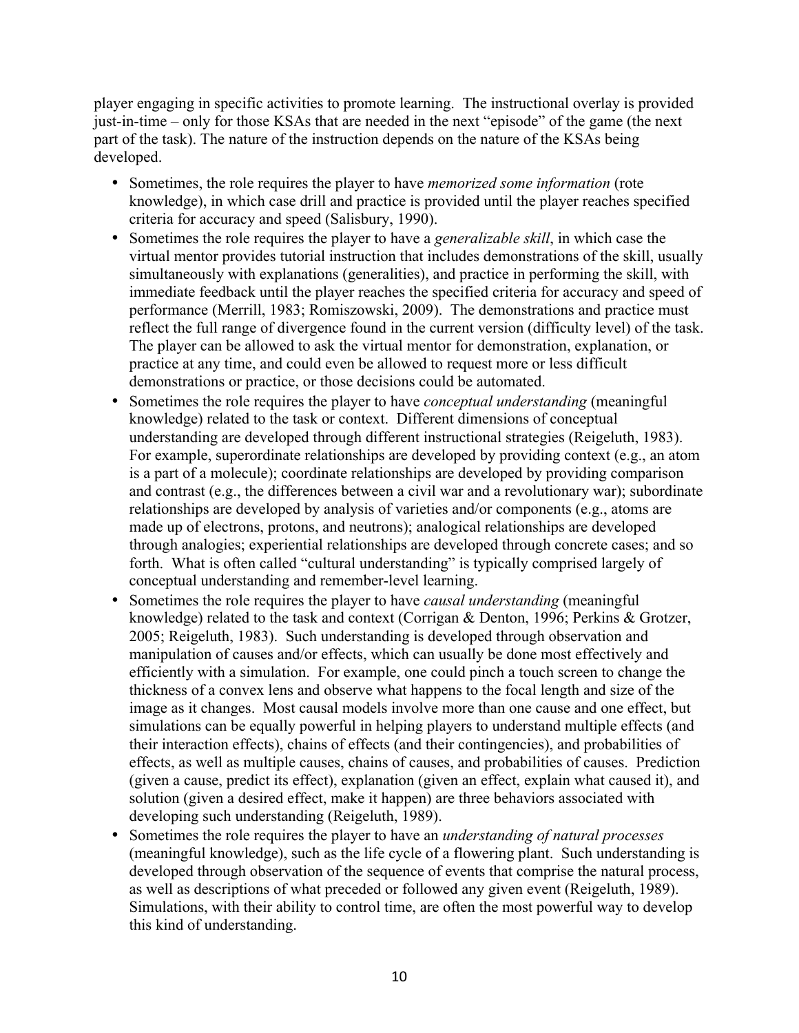player engaging in specific activities to promote learning. The instructional overlay is provided just-in-time – only for those KSAs that are needed in the next "episode" of the game (the next part of the task). The nature of the instruction depends on the nature of the KSAs being developed.

- Sometimes, the role requires the player to have *memorized some information* (rote knowledge), in which case drill and practice is provided until the player reaches specified criteria for accuracy and speed (Salisbury, 1990).
- Sometimes the role requires the player to have a *generalizable skill*, in which case the virtual mentor provides tutorial instruction that includes demonstrations of the skill, usually simultaneously with explanations (generalities), and practice in performing the skill, with immediate feedback until the player reaches the specified criteria for accuracy and speed of performance (Merrill, 1983; Romiszowski, 2009). The demonstrations and practice must reflect the full range of divergence found in the current version (difficulty level) of the task. The player can be allowed to ask the virtual mentor for demonstration, explanation, or practice at any time, and could even be allowed to request more or less difficult demonstrations or practice, or those decisions could be automated.
- Sometimes the role requires the player to have *conceptual understanding* (meaningful knowledge) related to the task or context. Different dimensions of conceptual understanding are developed through different instructional strategies (Reigeluth, 1983). For example, superordinate relationships are developed by providing context (e.g., an atom is a part of a molecule); coordinate relationships are developed by providing comparison and contrast (e.g., the differences between a civil war and a revolutionary war); subordinate relationships are developed by analysis of varieties and/or components (e.g., atoms are made up of electrons, protons, and neutrons); analogical relationships are developed through analogies; experiential relationships are developed through concrete cases; and so forth. What is often called "cultural understanding" is typically comprised largely of conceptual understanding and remember-level learning.
- Sometimes the role requires the player to have *causal understanding* (meaningful knowledge) related to the task and context (Corrigan & Denton, 1996; Perkins & Grotzer, 2005; Reigeluth, 1983). Such understanding is developed through observation and manipulation of causes and/or effects, which can usually be done most effectively and efficiently with a simulation. For example, one could pinch a touch screen to change the thickness of a convex lens and observe what happens to the focal length and size of the image as it changes. Most causal models involve more than one cause and one effect, but simulations can be equally powerful in helping players to understand multiple effects (and their interaction effects), chains of effects (and their contingencies), and probabilities of effects, as well as multiple causes, chains of causes, and probabilities of causes. Prediction (given a cause, predict its effect), explanation (given an effect, explain what caused it), and solution (given a desired effect, make it happen) are three behaviors associated with developing such understanding (Reigeluth, 1989).
- Sometimes the role requires the player to have an *understanding of natural processes* (meaningful knowledge), such as the life cycle of a flowering plant. Such understanding is developed through observation of the sequence of events that comprise the natural process, as well as descriptions of what preceded or followed any given event (Reigeluth, 1989). Simulations, with their ability to control time, are often the most powerful way to develop this kind of understanding.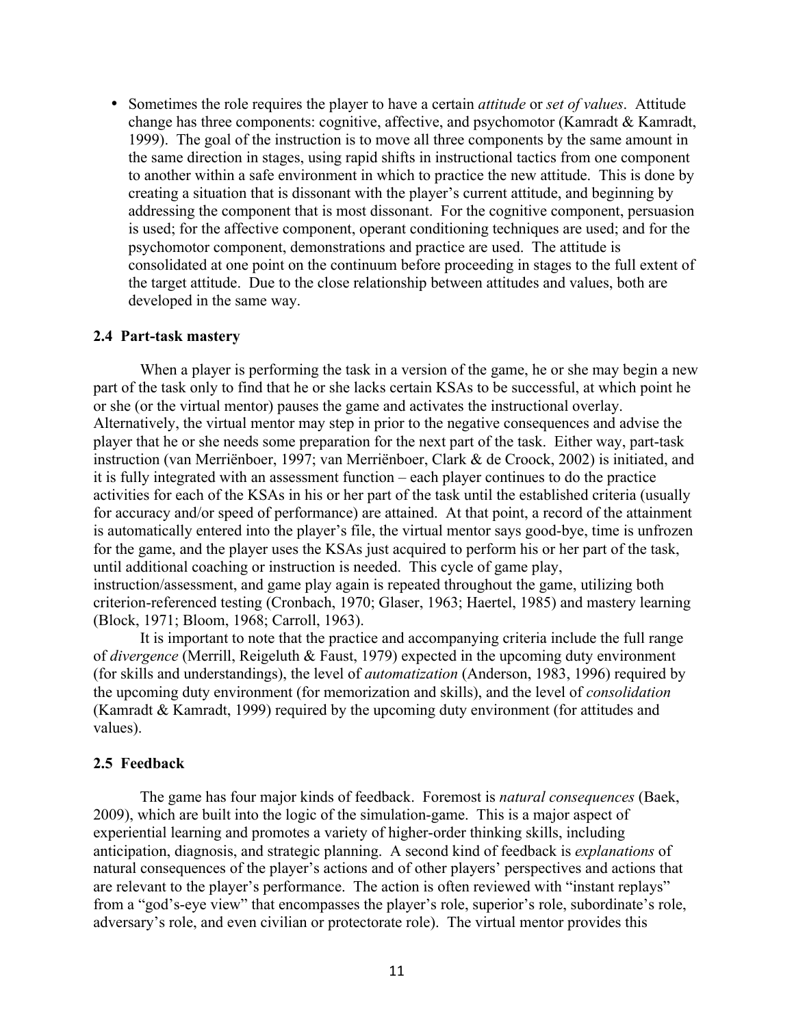- Sometimes the role requires the player to have a certain *attitude* or *set of values*. Attitude change has three components: cognitive, affective, and psychomotor (Kamradt & Kamradt, 1999). The goal of the instruction is to move all three components by the same amount in the same direction in stages, using rapid shifts in instructional tactics from one component to another within a safe environment in which to practice the new attitude. This is done by creating a situation that is dissonant with the player's current attitude, and beginning by addressing the component that is most dissonant. For the cognitive component, persuasion is used; for the affective component, operant conditioning techniques are used; and for the psychomotor component, demonstrations and practice are used. The attitude is consolidated at one point on the continuum before proceeding in stages to the full extent of the target attitude. Due to the close relationship between attitudes and values, both are developed in the same way.

### 2.4 Part-task mastery

When a player is performing the task in a version of the game, he or she may begin a new part of the task only to find that he or she lacks certain KSAs to be successful, at which point he or she (or the virtual mentor) pauses the game and activates the instructional overlay. Alternatively, the virtual mentor may step in prior to the negative consequences and advise the player that he or she needs some preparation for the next part of the task. Either way, part-task instruction (van Merriënboer, 1997; van Merriënboer, Clark & de Croock, 2002) is initiated, and it is fully integrated with an assessment function – each player continues to do the practice activities for each of the KSAs in his or her part of the task until the established criteria (usually for accuracy and/or speed of performance) are attained. At that point, a record of the attainment is automatically entered into the player's file, the virtual mentor says good-bye, time is unfrozen for the game, and the player uses the KSAs just acquired to perform his or her part of the task, until additional coaching or instruction is needed. This cycle of game play, instruction/assessment, and game play again is repeated throughout the game, utilizing both criterion-referenced testing (Cronbach, 1970; Glaser, 1963; Haertel, 1985) and mastery learning (Block, 1971; Bloom, 1968; Carroll, 1963).

It is important to note that the practice and accompanying criteria include the full range of *divergence* (Merrill, Reigeluth & Faust, 1979) expected in the upcoming duty environment (for skills and understandings), the level of *automatization* (Anderson, 1983, 1996) required by the upcoming duty environment (for memorization and skills), and the level of *consolidation* (Kamradt & Kamradt, 1999) required by the upcoming duty environment (for attitudes and values).

### 2.5 Feedback

The game has four major kinds of feedback. Foremost is *natural consequences* (Baek, 2009), which are built into the logic of the simulation-game. This is a major aspect of experiential learning and promotes a variety of higher-order thinking skills, including anticipation, diagnosis, and strategic planning. A second kind of feedback is *explanations* of natural consequences of the player's actions and of other players' perspectives and actions that are relevant to the player's performance. The action is often reviewed with "instant replays" from a "god's-eye view" that encompasses the player's role, superior's role, subordinate's role, adversary's role, and even civilian or protectorate role). The virtual mentor provides this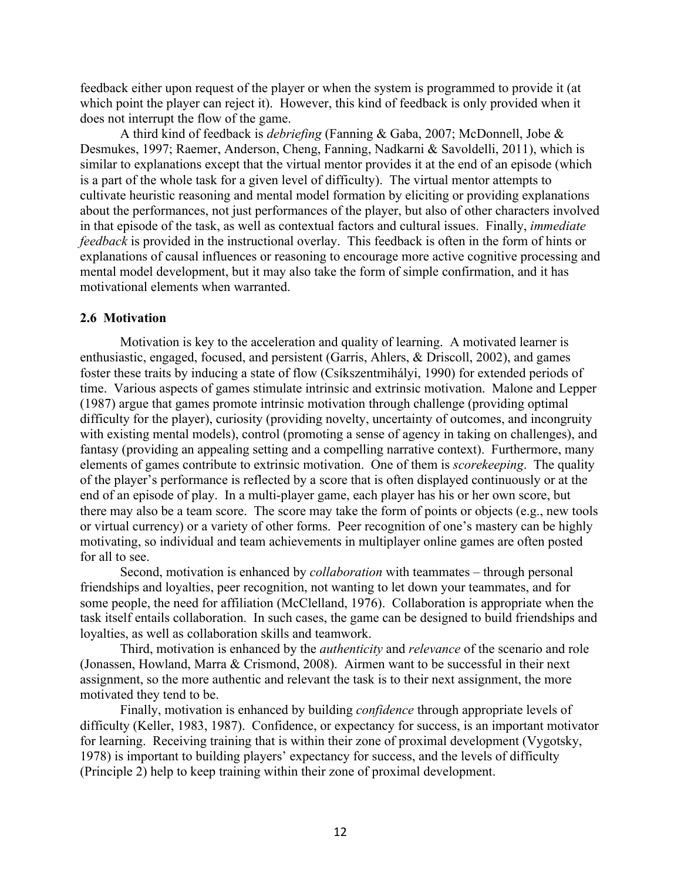feedback either upon request of the player or when the system is programmed to provide it (at which point the player can reject it). However, this kind of feedback is only provided when it does not interrupt the flow of the game.

A third kind of feedback is *debriefing* (Fanning & Gaba, 2007; McDonnell, Jobe & Desmukes, 1997; Raemer, Anderson, Cheng, Fanning, Nadkarni & Savoldelli, 2011), which is similar to explanations except that the virtual mentor provides it at the end of an episode (which is a part of the whole task for a given level of difficulty). The virtual mentor attempts to cultivate heuristic reasoning and mental model formation by eliciting or providing explanations about the performances, not just performances of the player, but also of other characters involved in that episode of the task, as well as contextual factors and cultural issues. Finally, *immediate feedback* is provided in the instructional overlay. This feedback is often in the form of hints or explanations of causal influences or reasoning to encourage more active cognitive processing and mental model development, but it may also take the form of simple confirmation, and it has motivational elements when warranted.

### 2.6 Motivation

Motivation is key to the acceleration and quality of learning. A motivated learner is enthusiastic, engaged, focused, and persistent (Garris, Ahlers, & Driscoll, 2002), and games foster these traits by inducing a state of flow (Csíkszentmihályi, 1990) for extended periods of time. Various aspects of games stimulate intrinsic and extrinsic motivation. Malone and Lepper (1987) argue that games promote intrinsic motivation through challenge (providing optimal difficulty for the player), curiosity (providing novelty, uncertainty of outcomes, and incongruity with existing mental models), control (promoting a sense of agency in taking on challenges), and fantasy (providing an appealing setting and a compelling narrative context). Furthermore, many elements of games contribute to extrinsic motivation. One of them is *scorekeeping*. The quality of the player's performance is reflected by a score that is often displayed continuously or at the end of an episode of play. In a multi-player game, each player has his or her own score, but there may also be a team score. The score may take the form of points or objects (e.g., new tools or virtual currency) or a variety of other forms. Peer recognition of one's mastery can be highly motivating, so individual and team achievements in multiplayer online games are often posted for all to see.

Second, motivation is enhanced by *collaboration* with teammates – through personal friendships and loyalties, peer recognition, not wanting to let down your teammates, and for some people, the need for affiliation (McClelland, 1976). Collaboration is appropriate when the task itself entails collaboration. In such cases, the game can be designed to build friendships and loyalties, as well as collaboration skills and teamwork.

Third, motivation is enhanced by the *authenticity* and *relevance* of the scenario and role (Jonassen, Howland, Marra & Crismond, 2008). Airmen want to be successful in their next assignment, so the more authentic and relevant the task is to their next assignment, the more motivated they tend to be.

Finally, motivation is enhanced by building *confidence* through appropriate levels of difficulty (Keller, 1983, 1987). Confidence, or expectancy for success, is an important motivator for learning. Receiving training that is within their zone of proximal development (Vygotsky, 1978) is important to building players' expectancy for success, and the levels of difficulty (Principle 2) help to keep training within their zone of proximal development.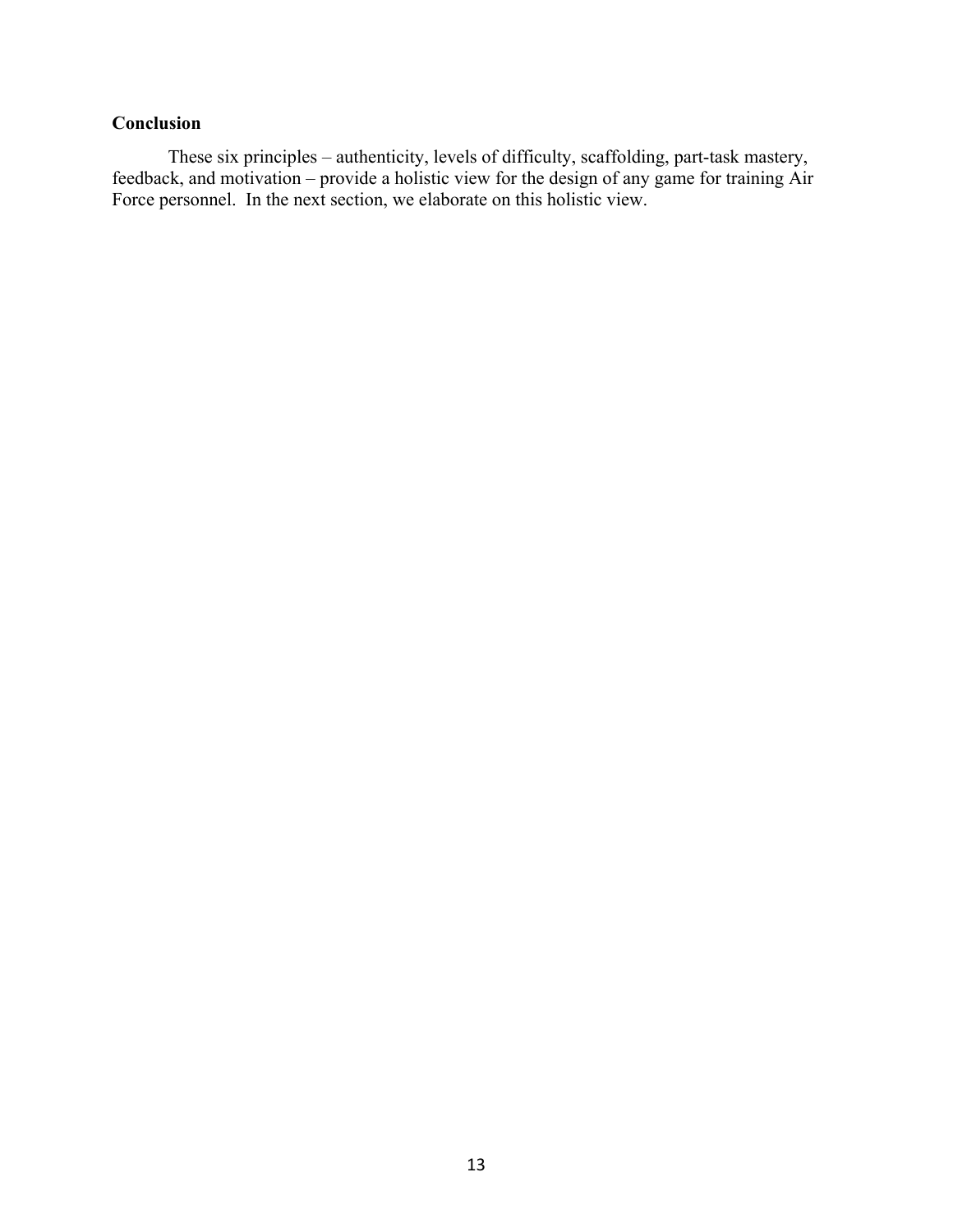**Conclusion**

These six principles – authenticity, levels of difficulty, scaffolding, part-task mastery, feedback, and motivation – provide a holistic view for the design of any game for training Air Force personnel. In the next section, we elaborate on this holistic view.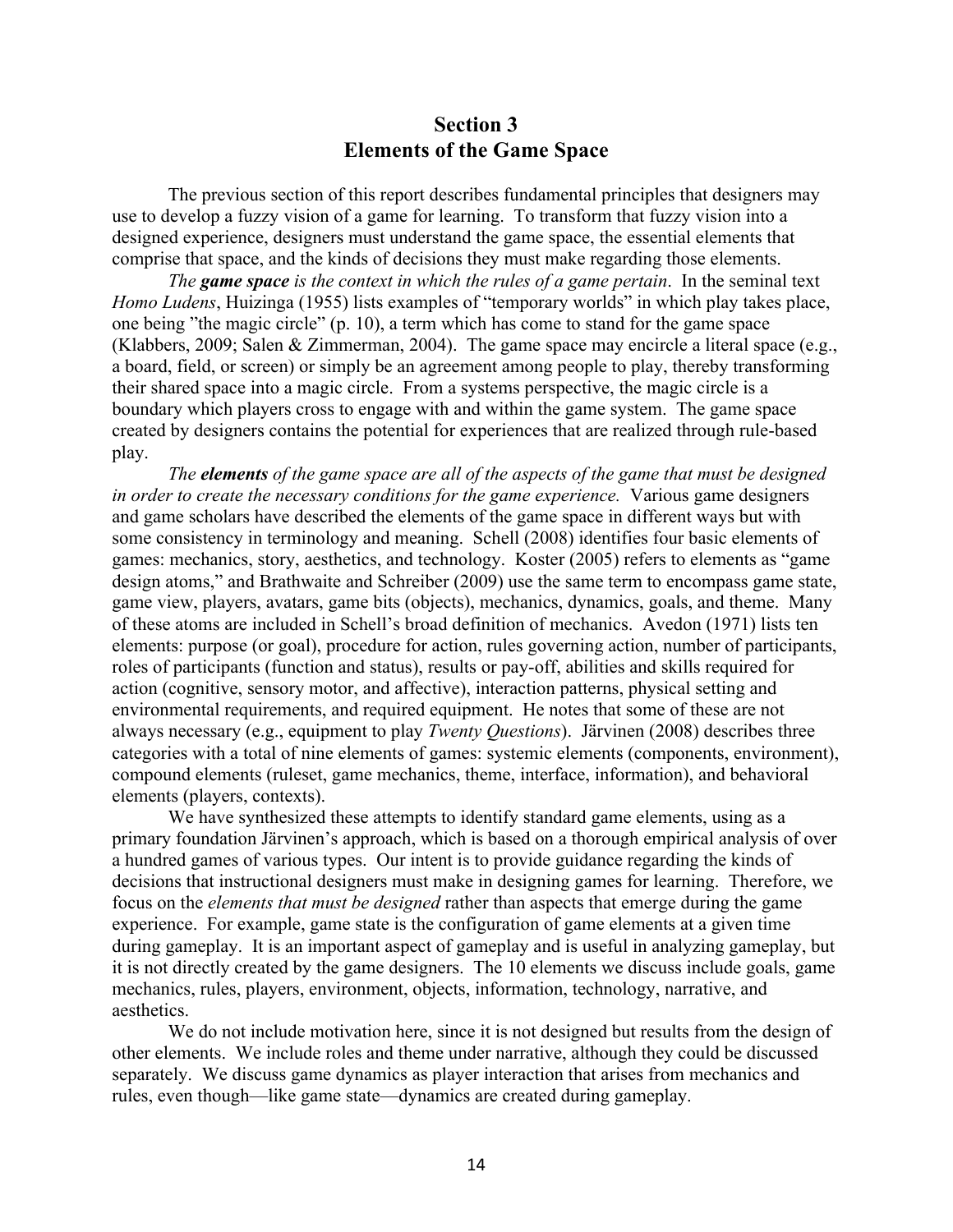## Section 3
## Elements of the Game Space

The previous section of this report describes fundamental principles that designers may use to develop a fuzzy vision of a game for learning. To transform that fuzzy vision into a designed experience, designers must understand the game space, the essential elements that comprise that space, and the kinds of decisions they must make regarding those elements.

*The **game space** is the context in which the rules of a game pertain*. In the seminal text *Homo Ludens*, Huizinga (1955) lists examples of "temporary worlds" in which play takes place, one being "the magic circle" (p. 10), a term which has come to stand for the game space (Klabbers, 2009; Salen & Zimmerman, 2004). The game space may encircle a literal space (e.g., a board, field, or screen) or simply be an agreement among people to play, thereby transforming their shared space into a magic circle. From a systems perspective, the magic circle is a boundary which players cross to engage with and within the game system. The game space created by designers contains the potential for experiences that are realized through rule-based play.

*The **elements** of the game space are all of the aspects of the game that must be designed in order to create the necessary conditions for the game experience.* Various game designers and game scholars have described the elements of the game space in different ways but with some consistency in terminology and meaning. Schell (2008) identifies four basic elements of games: mechanics, story, aesthetics, and technology. Koster (2005) refers to elements as "game design atoms," and Brathwaite and Schreiber (2009) use the same term to encompass game state, game view, players, avatars, game bits (objects), mechanics, dynamics, goals, and theme. Many of these atoms are included in Schell's broad definition of mechanics. Avedon (1971) lists ten elements: purpose (or goal), procedure for action, rules governing action, number of participants, roles of participants (function and status), results or pay-off, abilities and skills required for action (cognitive, sensory motor, and affective), interaction patterns, physical setting and environmental requirements, and required equipment. He notes that some of these are not always necessary (e.g., equipment to play *Twenty Questions*). Järvinen (2008) describes three categories with a total of nine elements of games: systemic elements (components, environment), compound elements (ruleset, game mechanics, theme, interface, information), and behavioral elements (players, contexts).

We have synthesized these attempts to identify standard game elements, using as a primary foundation Järvinen's approach, which is based on a thorough empirical analysis of over a hundred games of various types. Our intent is to provide guidance regarding the kinds of decisions that instructional designers must make in designing games for learning. Therefore, we focus on the *elements that must be designed* rather than aspects that emerge during the game experience. For example, game state is the configuration of game elements at a given time during gameplay. It is an important aspect of gameplay and is useful in analyzing gameplay, but it is not directly created by the game designers. The 10 elements we discuss include goals, game mechanics, rules, players, environment, objects, information, technology, narrative, and aesthetics.

We do not include motivation here, since it is not designed but results from the design of other elements. We include roles and theme under narrative, although they could be discussed separately. We discuss game dynamics as player interaction that arises from mechanics and rules, even though—like game state—dynamics are created during gameplay.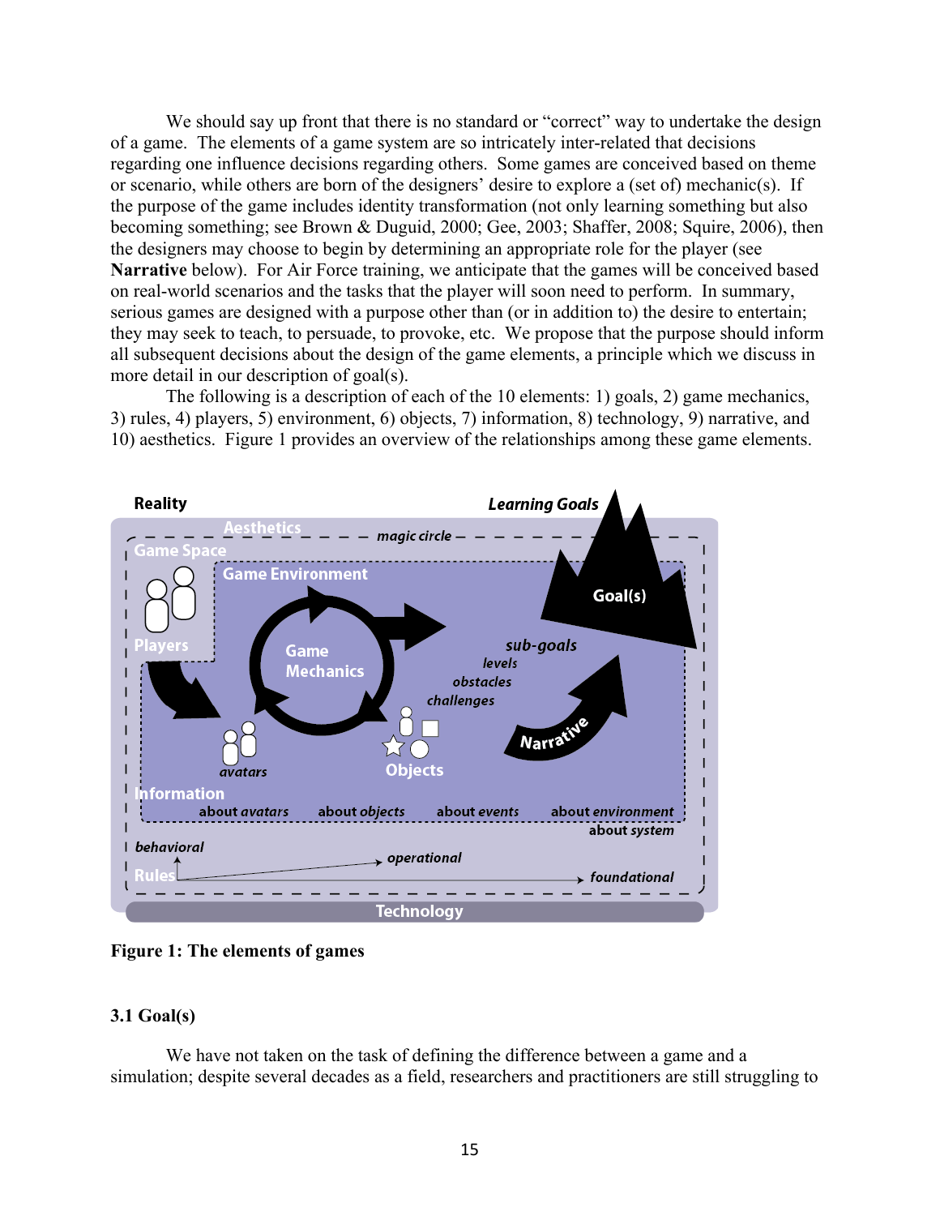We should say up front that there is no standard or "correct" way to undertake the design of a game. The elements of a game system are so intricately inter-related that decisions regarding one influence decisions regarding others. Some games are conceived based on theme or scenario, while others are born of the designers' desire to explore a (set of) mechanic(s). If the purpose of the game includes identity transformation (not only learning something but also becoming something; see Brown & Duguid, 2000; Gee, 2003; Shaffer, 2008; Squire, 2006), then the designers may choose to begin by determining an appropriate role for the player (see **Narrative** below). For Air Force training, we anticipate that the games will be conceived based on real-world scenarios and the tasks that the player will soon need to perform. In summary, serious games are designed with a purpose other than (or in addition to) the desire to entertain; they may seek to teach, to persuade, to provoke, etc. We propose that the purpose should inform all subsequent decisions about the design of the game elements, a principle which we discuss in more detail in our description of goal(s).

The following is a description of each of the 10 elements: 1) goals, 2) game mechanics, 3) rules, 4) players, 5) environment, 6) objects, 7) information, 8) technology, 9) narrative, and 10) aesthetics. Figure 1 provides an overview of the relationships among these game elements.

**Figure 1: The elements of games**

### 3.1 Goal(s)

We have not taken on the task of defining the difference between a game and a simulation; despite several decades as a field, researchers and practitioners are still struggling to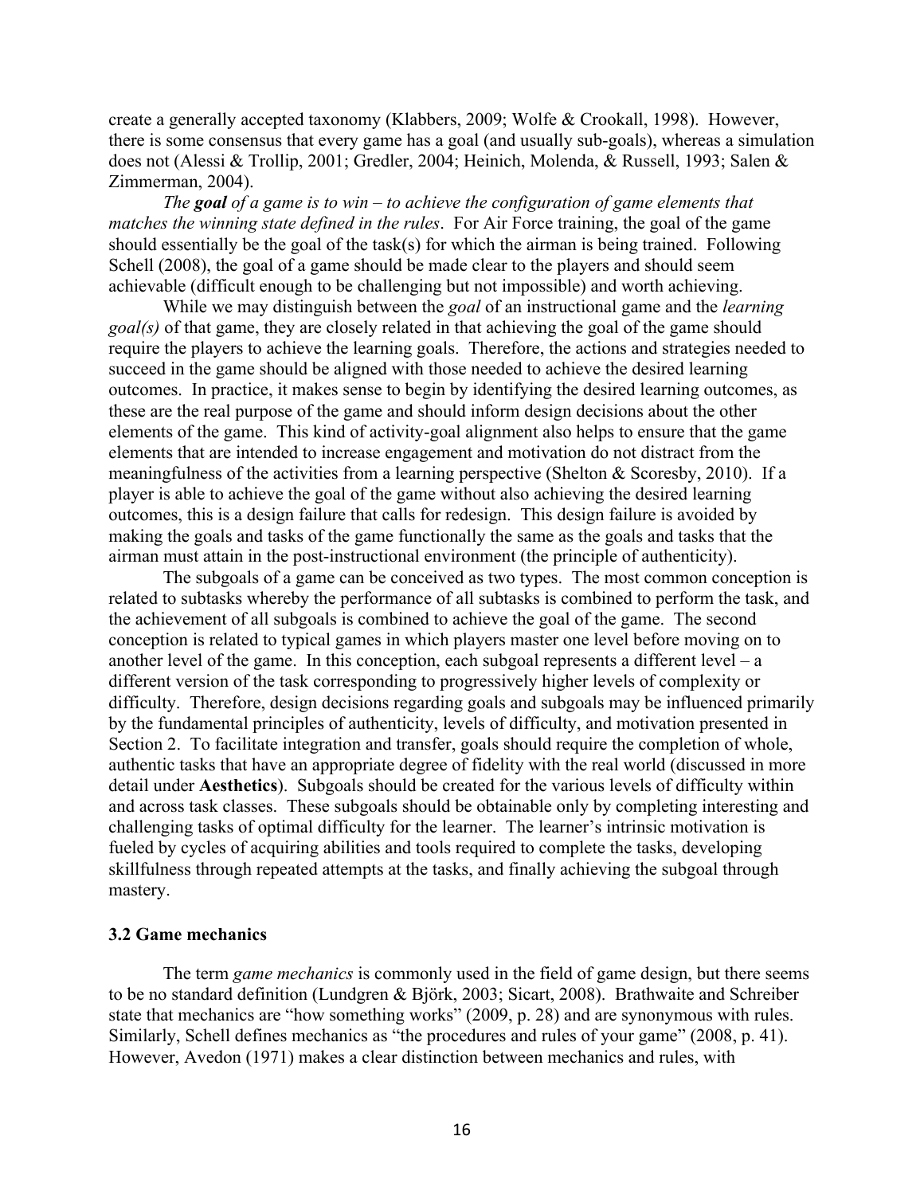create a generally accepted taxonomy (Klabbers, 2009; Wolfe & Crookall, 1998). However, there is some consensus that every game has a goal (and usually sub-goals), whereas a simulation does not (Alessi & Trollip, 2001; Gredler, 2004; Heinich, Molenda, & Russell, 1993; Salen & Zimmerman, 2004).

*The **goal** of a game is to win – to achieve the configuration of game elements that matches the winning state defined in the rules*. For Air Force training, the goal of the game should essentially be the goal of the task(s) for which the airman is being trained. Following Schell (2008), the goal of a game should be made clear to the players and should seem achievable (difficult enough to be challenging but not impossible) and worth achieving.

While we may distinguish between the *goal* of an instructional game and the *learning goal(s)* of that game, they are closely related in that achieving the goal of the game should require the players to achieve the learning goals. Therefore, the actions and strategies needed to succeed in the game should be aligned with those needed to achieve the desired learning outcomes. In practice, it makes sense to begin by identifying the desired learning outcomes, as these are the real purpose of the game and should inform design decisions about the other elements of the game. This kind of activity-goal alignment also helps to ensure that the game elements that are intended to increase engagement and motivation do not distract from the meaningfulness of the activities from a learning perspective (Shelton & Scoresby, 2010). If a player is able to achieve the goal of the game without also achieving the desired learning outcomes, this is a design failure that calls for redesign. This design failure is avoided by making the goals and tasks of the game functionally the same as the goals and tasks that the airman must attain in the post-instructional environment (the principle of authenticity).

The subgoals of a game can be conceived as two types. The most common conception is related to subtasks whereby the performance of all subtasks is combined to perform the task, and the achievement of all subgoals is combined to achieve the goal of the game. The second conception is related to typical games in which players master one level before moving on to another level of the game. In this conception, each subgoal represents a different level – a different version of the task corresponding to progressively higher levels of complexity or difficulty. Therefore, design decisions regarding goals and subgoals may be influenced primarily by the fundamental principles of authenticity, levels of difficulty, and motivation presented in Section 2. To facilitate integration and transfer, goals should require the completion of whole, authentic tasks that have an appropriate degree of fidelity with the real world (discussed in more detail under **Aesthetics**). Subgoals should be created for the various levels of difficulty within and across task classes. These subgoals should be obtainable only by completing interesting and challenging tasks of optimal difficulty for the learner. The learner's intrinsic motivation is fueled by cycles of acquiring abilities and tools required to complete the tasks, developing skillfulness through repeated attempts at the tasks, and finally achieving the subgoal through mastery.

### 3.2 Game mechanics

The term *game mechanics* is commonly used in the field of game design, but there seems to be no standard definition (Lundgren & Björk, 2003; Sicart, 2008). Brathwaite and Schreiber state that mechanics are "how something works" (2009, p. 28) and are synonymous with rules. Similarly, Schell defines mechanics as "the procedures and rules of your game" (2008, p. 41). However, Avedon (1971) makes a clear distinction between mechanics and rules, with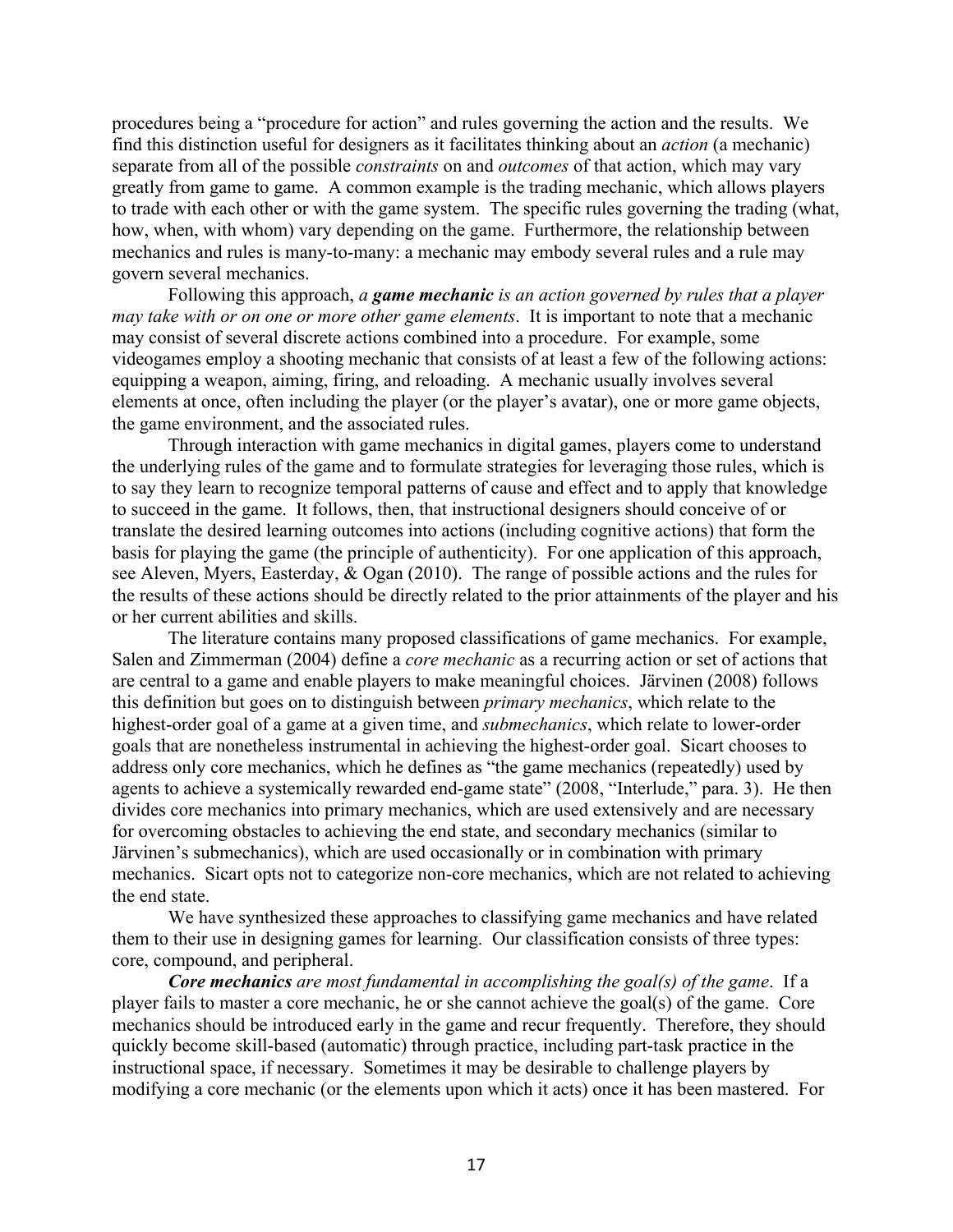procedures being a "procedure for action" and rules governing the action and the results. We find this distinction useful for designers as it facilitates thinking about an *action* (a mechanic) separate from all of the possible *constraints* on and *outcomes* of that action, which may vary greatly from game to game. A common example is the trading mechanic, which allows players to trade with each other or with the game system. The specific rules governing the trading (what, how, when, with whom) vary depending on the game. Furthermore, the relationship between mechanics and rules is many-to-many: a mechanic may embody several rules and a rule may govern several mechanics.

Following this approach, *a **game mechanic** is an action governed by rules that a player may take with or on one or more other game elements*. It is important to note that a mechanic may consist of several discrete actions combined into a procedure. For example, some videogames employ a shooting mechanic that consists of at least a few of the following actions: equipping a weapon, aiming, firing, and reloading. A mechanic usually involves several elements at once, often including the player (or the player's avatar), one or more game objects, the game environment, and the associated rules.

Through interaction with game mechanics in digital games, players come to understand the underlying rules of the game and to formulate strategies for leveraging those rules, which is to say they learn to recognize temporal patterns of cause and effect and to apply that knowledge to succeed in the game. It follows, then, that instructional designers should conceive of or translate the desired learning outcomes into actions (including cognitive actions) that form the basis for playing the game (the principle of authenticity). For one application of this approach, see Aleven, Myers, Easterday, & Ogan (2010). The range of possible actions and the rules for the results of these actions should be directly related to the prior attainments of the player and his or her current abilities and skills.

The literature contains many proposed classifications of game mechanics. For example, Salen and Zimmerman (2004) define a *core mechanic* as a recurring action or set of actions that are central to a game and enable players to make meaningful choices. Järvinen (2008) follows this definition but goes on to distinguish between *primary mechanics*, which relate to the highest-order goal of a game at a given time, and *submechanics*, which relate to lower-order goals that are nonetheless instrumental in achieving the highest-order goal. Sicart chooses to address only core mechanics, which he defines as "the game mechanics (repeatedly) used by agents to achieve a systemically rewarded end-game state" (2008, "Interlude," para. 3). He then divides core mechanics into primary mechanics, which are used extensively and are necessary for overcoming obstacles to achieving the end state, and secondary mechanics (similar to Järvinen's submechanics), which are used occasionally or in combination with primary mechanics. Sicart opts not to categorize non-core mechanics, which are not related to achieving the end state.

We have synthesized these approaches to classifying game mechanics and have related them to their use in designing games for learning. Our classification consists of three types: core, compound, and peripheral.

***Core mechanics** are most fundamental in accomplishing the goal(s) of the game*. If a player fails to master a core mechanic, he or she cannot achieve the goal(s) of the game. Core mechanics should be introduced early in the game and recur frequently. Therefore, they should quickly become skill-based (automatic) through practice, including part-task practice in the instructional space, if necessary. Sometimes it may be desirable to challenge players by modifying a core mechanic (or the elements upon which it acts) once it has been mastered. For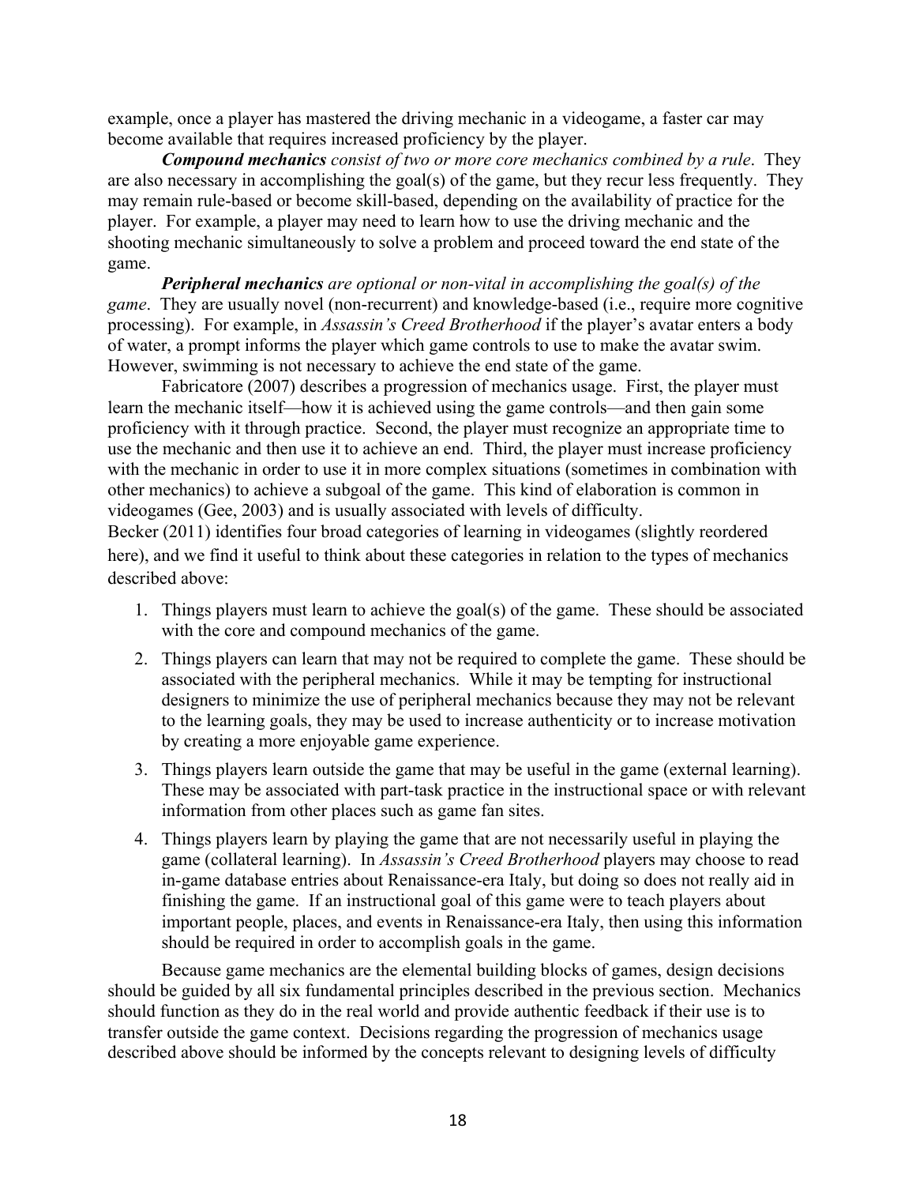example, once a player has mastered the driving mechanic in a videogame, a faster car may become available that requires increased proficiency by the player.

***Compound mechanics*** *consist of two or more core mechanics combined by a rule*. They are also necessary in accomplishing the goal(s) of the game, but they recur less frequently. They may remain rule-based or become skill-based, depending on the availability of practice for the player. For example, a player may need to learn how to use the driving mechanic and the shooting mechanic simultaneously to solve a problem and proceed toward the end state of the game.

***Peripheral mechanics*** *are optional or non-vital in accomplishing the goal(s) of the game*. They are usually novel (non-recurrent) and knowledge-based (i.e., require more cognitive processing). For example, in *Assassin's Creed Brotherhood* if the player's avatar enters a body of water, a prompt informs the player which game controls to use to make the avatar swim. However, swimming is not necessary to achieve the end state of the game.

Fabricatore (2007) describes a progression of mechanics usage. First, the player must learn the mechanic itself—how it is achieved using the game controls—and then gain some proficiency with it through practice. Second, the player must recognize an appropriate time to use the mechanic and then use it to achieve an end. Third, the player must increase proficiency with the mechanic in order to use it in more complex situations (sometimes in combination with other mechanics) to achieve a subgoal of the game. This kind of elaboration is common in videogames (Gee, 2003) and is usually associated with levels of difficulty.

Becker (2011) identifies four broad categories of learning in videogames (slightly reordered here), and we find it useful to think about these categories in relation to the types of mechanics described above:

1. Things players must learn to achieve the goal(s) of the game. These should be associated with the core and compound mechanics of the game.
2. Things players can learn that may not be required to complete the game. These should be associated with the peripheral mechanics. While it may be tempting for instructional designers to minimize the use of peripheral mechanics because they may not be relevant to the learning goals, they may be used to increase authenticity or to increase motivation by creating a more enjoyable game experience.
3. Things players learn outside the game that may be useful in the game (external learning). These may be associated with part-task practice in the instructional space or with relevant information from other places such as game fan sites.
4. Things players learn by playing the game that are not necessarily useful in playing the game (collateral learning). In *Assassin's Creed Brotherhood* players may choose to read in-game database entries about Renaissance-era Italy, but doing so does not really aid in finishing the game. If an instructional goal of this game were to teach players about important people, places, and events in Renaissance-era Italy, then using this information should be required in order to accomplish goals in the game.

Because game mechanics are the elemental building blocks of games, design decisions should be guided by all six fundamental principles described in the previous section. Mechanics should function as they do in the real world and provide authentic feedback if their use is to transfer outside the game context. Decisions regarding the progression of mechanics usage described above should be informed by the concepts relevant to designing levels of difficulty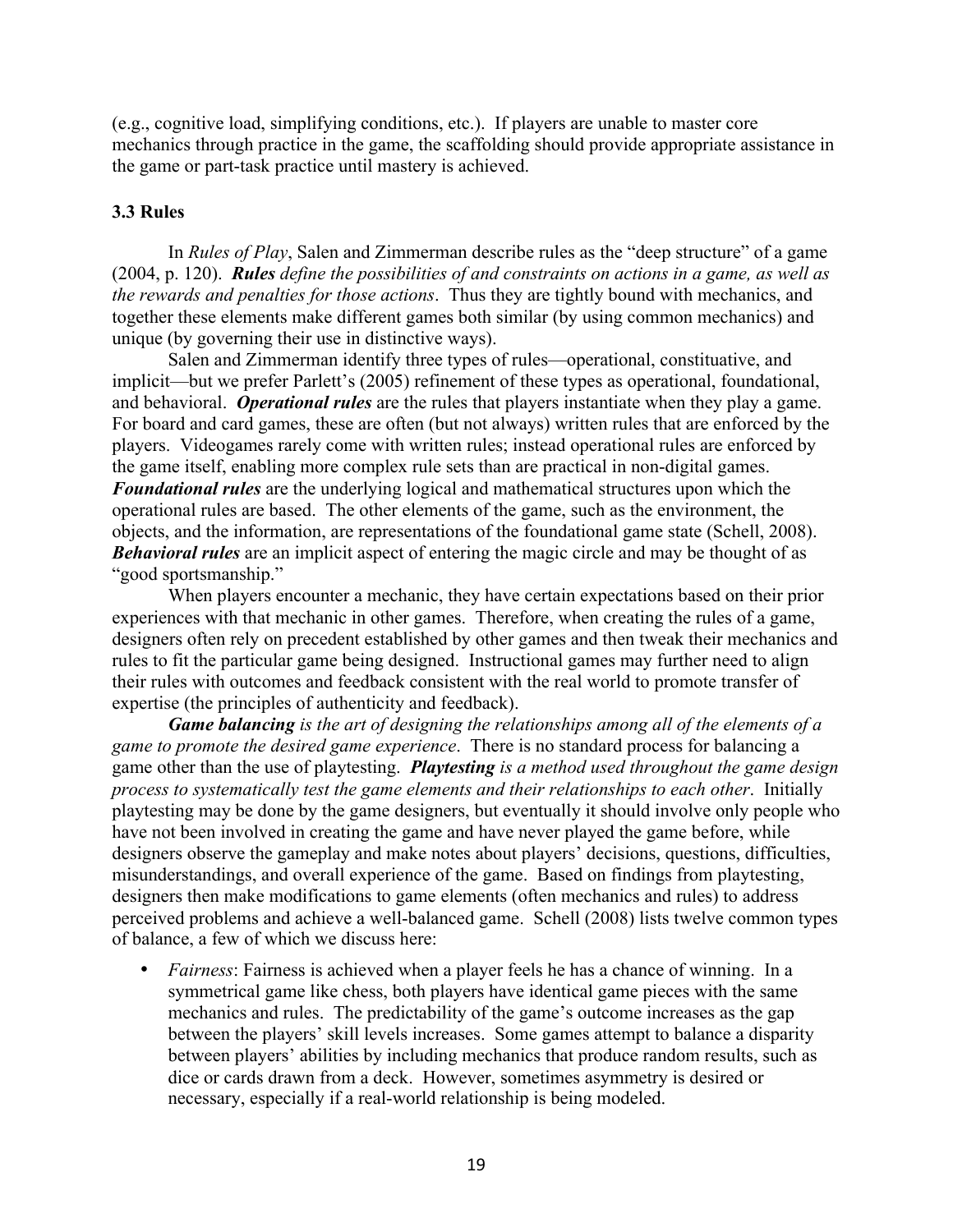(e.g., cognitive load, simplifying conditions, etc.). If players are unable to master core mechanics through practice in the game, the scaffolding should provide appropriate assistance in the game or part-task practice until mastery is achieved.

### 3.3 Rules

In *Rules of Play*, Salen and Zimmerman describe rules as the "deep structure" of a game (2004, p. 120). ***Rules** define the possibilities of and constraints on actions in a game, as well as the rewards and penalties for those actions*. Thus they are tightly bound with mechanics, and together these elements make different games both similar (by using common mechanics) and unique (by governing their use in distinctive ways).

Salen and Zimmerman identify three types of rules—operational, constituative, and implicit—but we prefer Parlett's (2005) refinement of these types as operational, foundational, and behavioral. ***Operational rules*** are the rules that players instantiate when they play a game. For board and card games, these are often (but not always) written rules that are enforced by the players. Videogames rarely come with written rules; instead operational rules are enforced by the game itself, enabling more complex rule sets than are practical in non-digital games. ***Foundational rules*** are the underlying logical and mathematical structures upon which the operational rules are based. The other elements of the game, such as the environment, the objects, and the information, are representations of the foundational game state (Schell, 2008). ***Behavioral rules*** are an implicit aspect of entering the magic circle and may be thought of as "good sportsmanship."

When players encounter a mechanic, they have certain expectations based on their prior experiences with that mechanic in other games. Therefore, when creating the rules of a game, designers often rely on precedent established by other games and then tweak their mechanics and rules to fit the particular game being designed. Instructional games may further need to align their rules with outcomes and feedback consistent with the real world to promote transfer of expertise (the principles of authenticity and feedback).

***Game balancing** is the art of designing the relationships among all of the elements of a game to promote the desired game experience*. There is no standard process for balancing a game other than the use of playtesting. ***Playtesting** is a method used throughout the game design process to systematically test the game elements and their relationships to each other*. Initially playtesting may be done by the game designers, but eventually it should involve only people who have not been involved in creating the game and have never played the game before, while designers observe the gameplay and make notes about players' decisions, questions, difficulties, misunderstandings, and overall experience of the game. Based on findings from playtesting, designers then make modifications to game elements (often mechanics and rules) to address perceived problems and achieve a well-balanced game. Schell (2008) lists twelve common types of balance, a few of which we discuss here:

- *Fairness*: Fairness is achieved when a player feels he has a chance of winning. In a symmetrical game like chess, both players have identical game pieces with the same mechanics and rules. The predictability of the game's outcome increases as the gap between the players' skill levels increases. Some games attempt to balance a disparity between players' abilities by including mechanics that produce random results, such as dice or cards drawn from a deck. However, sometimes asymmetry is desired or necessary, especially if a real-world relationship is being modeled.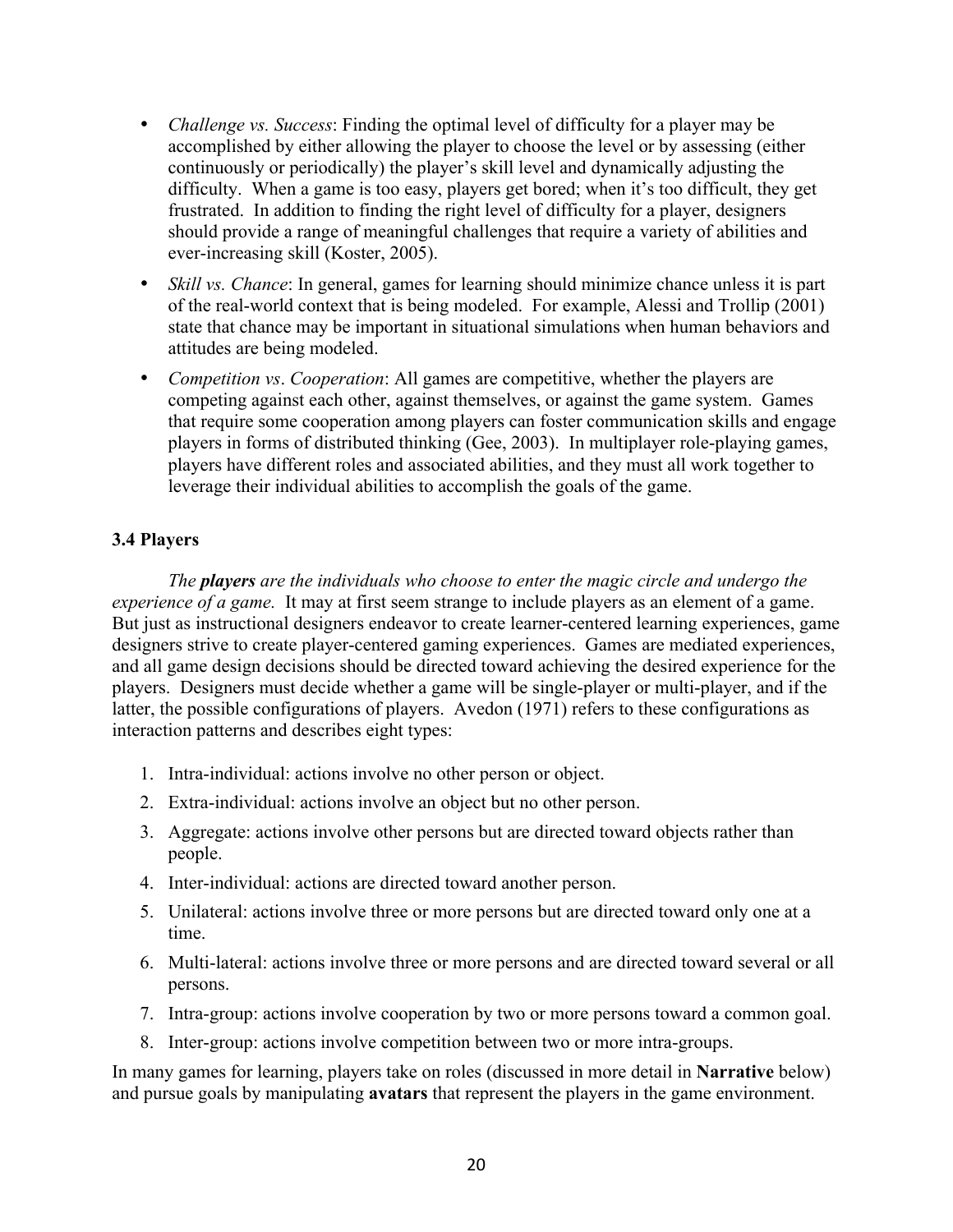- *Challenge vs. Success*: Finding the optimal level of difficulty for a player may be accomplished by either allowing the player to choose the level or by assessing (either continuously or periodically) the player's skill level and dynamically adjusting the difficulty. When a game is too easy, players get bored; when it's too difficult, they get frustrated. In addition to finding the right level of difficulty for a player, designers should provide a range of meaningful challenges that require a variety of abilities and ever-increasing skill (Koster, 2005).
- *Skill vs. Chance*: In general, games for learning should minimize chance unless it is part of the real-world context that is being modeled. For example, Alessi and Trollip (2001) state that chance may be important in situational simulations when human behaviors and attitudes are being modeled.
- *Competition vs. Cooperation*: All games are competitive, whether the players are competing against each other, against themselves, or against the game system. Games that require some cooperation among players can foster communication skills and engage players in forms of distributed thinking (Gee, 2003). In multiplayer role-playing games, players have different roles and associated abilities, and they must all work together to leverage their individual abilities to accomplish the goals of the game.

### 3.4 Players

*The **players** are the individuals who choose to enter the magic circle and undergo the experience of a game.* It may at first seem strange to include players as an element of a game. But just as instructional designers endeavor to create learner-centered learning experiences, game designers strive to create player-centered gaming experiences. Games are mediated experiences, and all game design decisions should be directed toward achieving the desired experience for the players. Designers must decide whether a game will be single-player or multi-player, and if the latter, the possible configurations of players. Avedon (1971) refers to these configurations as interaction patterns and describes eight types:

1. Intra-individual: actions involve no other person or object.
2. Extra-individual: actions involve an object but no other person.
3. Aggregate: actions involve other persons but are directed toward objects rather than people.
4. Inter-individual: actions are directed toward another person.
5. Unilateral: actions involve three or more persons but are directed toward only one at a time.
6. Multi-lateral: actions involve three or more persons and are directed toward several or all persons.
7. Intra-group: actions involve cooperation by two or more persons toward a common goal.
8. Inter-group: actions involve competition between two or more intra-groups.

In many games for learning, players take on roles (discussed in more detail in **Narrative** below) and pursue goals by manipulating **avatars** that represent the players in the game environment.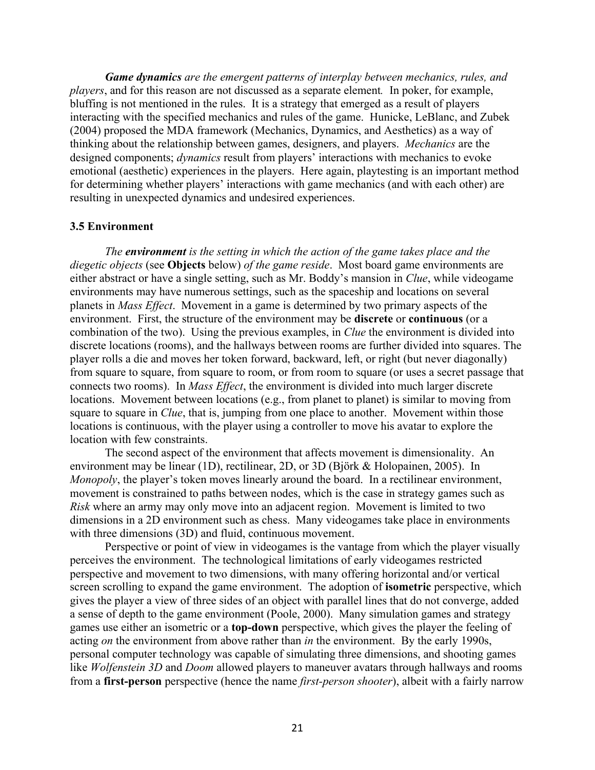***Game dynamics** are the emergent patterns of interplay between mechanics, rules, and players*, and for this reason are not discussed as a separate element. In poker, for example, bluffing is not mentioned in the rules. It is a strategy that emerged as a result of players interacting with the specified mechanics and rules of the game. Hunicke, LeBlanc, and Zubek (2004) proposed the MDA framework (Mechanics, Dynamics, and Aesthetics) as a way of thinking about the relationship between games, designers, and players. *Mechanics* are the designed components; *dynamics* result from players' interactions with mechanics to evoke emotional (aesthetic) experiences in the players. Here again, playtesting is an important method for determining whether players' interactions with game mechanics (and with each other) are resulting in unexpected dynamics and undesired experiences.

### 3.5 Environment

*The **environment** is the setting in which the action of the game takes place and the diegetic objects* (see **Objects** below) *of the game reside*. Most board game environments are either abstract or have a single setting, such as Mr. Boddy's mansion in *Clue*, while videogame environments may have numerous settings, such as the spaceship and locations on several planets in *Mass Effect*. Movement in a game is determined by two primary aspects of the environment. First, the structure of the environment may be **discrete** or **continuous** (or a combination of the two). Using the previous examples, in *Clue* the environment is divided into discrete locations (rooms), and the hallways between rooms are further divided into squares. The player rolls a die and moves her token forward, backward, left, or right (but never diagonally) from square to square, from square to room, or from room to square (or uses a secret passage that connects two rooms). In *Mass Effect*, the environment is divided into much larger discrete locations. Movement between locations (e.g., from planet to planet) is similar to moving from square to square in *Clue*, that is, jumping from one place to another. Movement within those locations is continuous, with the player using a controller to move his avatar to explore the location with few constraints.

The second aspect of the environment that affects movement is dimensionality. An environment may be linear (1D), rectilinear, 2D, or 3D (Björk & Holopainen, 2005). In *Monopoly*, the player's token moves linearly around the board. In a rectilinear environment, movement is constrained to paths between nodes, which is the case in strategy games such as *Risk* where an army may only move into an adjacent region. Movement is limited to two dimensions in a 2D environment such as chess. Many videogames take place in environments with three dimensions (3D) and fluid, continuous movement.

Perspective or point of view in videogames is the vantage from which the player visually perceives the environment. The technological limitations of early videogames restricted perspective and movement to two dimensions, with many offering horizontal and/or vertical screen scrolling to expand the game environment. The adoption of **isometric** perspective, which gives the player a view of three sides of an object with parallel lines that do not converge, added a sense of depth to the game environment (Poole, 2000). Many simulation games and strategy games use either an isometric or a **top-down** perspective, which gives the player the feeling of acting *on* the environment from above rather than *in* the environment. By the early 1990s, personal computer technology was capable of simulating three dimensions, and shooting games like *Wolfenstein 3D* and *Doom* allowed players to maneuver avatars through hallways and rooms from a **first-person** perspective (hence the name *first-person shooter*), albeit with a fairly narrow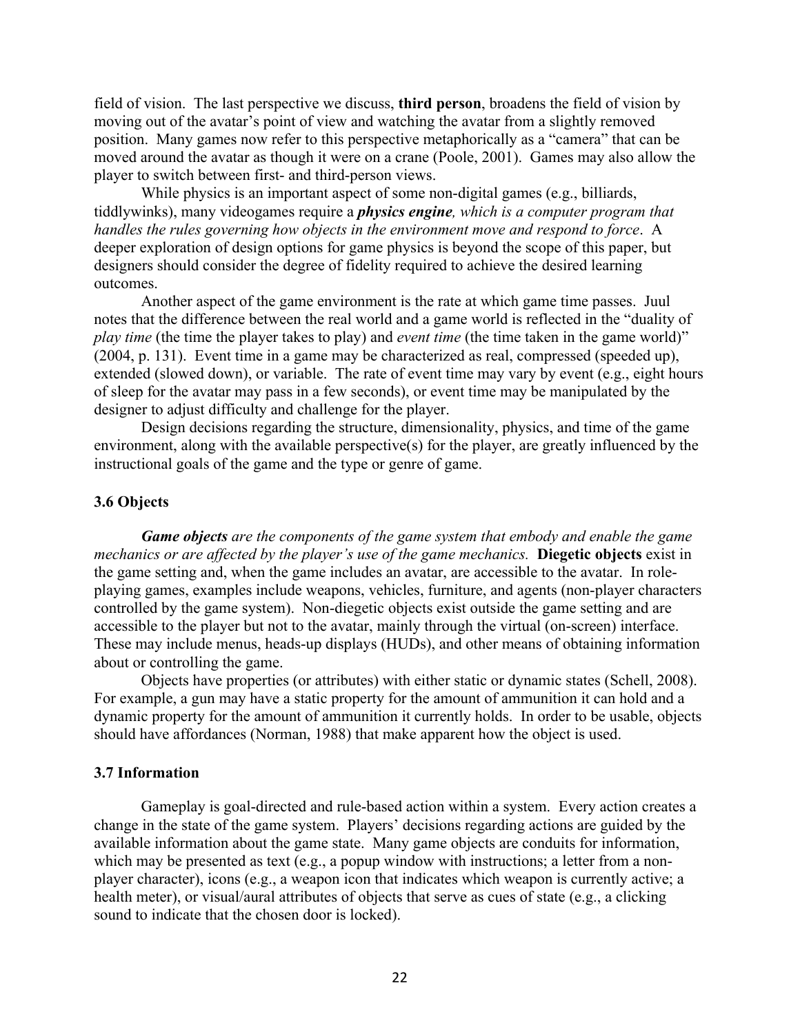field of vision. The last perspective we discuss, **third person**, broadens the field of vision by moving out of the avatar's point of view and watching the avatar from a slightly removed position. Many games now refer to this perspective metaphorically as a "camera" that can be moved around the avatar as though it were on a crane (Poole, 2001). Games may also allow the player to switch between first- and third-person views.

While physics is an important aspect of some non-digital games (e.g., billiards, tiddlywinks), many videogames require a ***physics engine****, which is a computer program that handles the rules governing how objects in the environment move and respond to force*. A deeper exploration of design options for game physics is beyond the scope of this paper, but designers should consider the degree of fidelity required to achieve the desired learning outcomes.

Another aspect of the game environment is the rate at which game time passes. Juul notes that the difference between the real world and a game world is reflected in the "duality of *play time* (the time the player takes to play) and *event time* (the time taken in the game world)" (2004, p. 131). Event time in a game may be characterized as real, compressed (speeded up), extended (slowed down), or variable. The rate of event time may vary by event (e.g., eight hours of sleep for the avatar may pass in a few seconds), or event time may be manipulated by the designer to adjust difficulty and challenge for the player.

Design decisions regarding the structure, dimensionality, physics, and time of the game environment, along with the available perspective(s) for the player, are greatly influenced by the instructional goals of the game and the type or genre of game.

### 3.6 Objects

***Game objects*** *are the components of the game system that embody and enable the game mechanics or are affected by the player's use of the game mechanics.* **Diegetic objects** exist in the game setting and, when the game includes an avatar, are accessible to the avatar. In role-playing games, examples include weapons, vehicles, furniture, and agents (non-player characters controlled by the game system). Non-diegetic objects exist outside the game setting and are accessible to the player but not to the avatar, mainly through the virtual (on-screen) interface. These may include menus, heads-up displays (HUDs), and other means of obtaining information about or controlling the game.

Objects have properties (or attributes) with either static or dynamic states (Schell, 2008). For example, a gun may have a static property for the amount of ammunition it can hold and a dynamic property for the amount of ammunition it currently holds. In order to be usable, objects should have affordances (Norman, 1988) that make apparent how the object is used.

### 3.7 Information

Gameplay is goal-directed and rule-based action within a system. Every action creates a change in the state of the game system. Players' decisions regarding actions are guided by the available information about the game state. Many game objects are conduits for information, which may be presented as text (e.g., a popup window with instructions; a letter from a non-player character), icons (e.g., a weapon icon that indicates which weapon is currently active; a health meter), or visual/aural attributes of objects that serve as cues of state (e.g., a clicking sound to indicate that the chosen door is locked).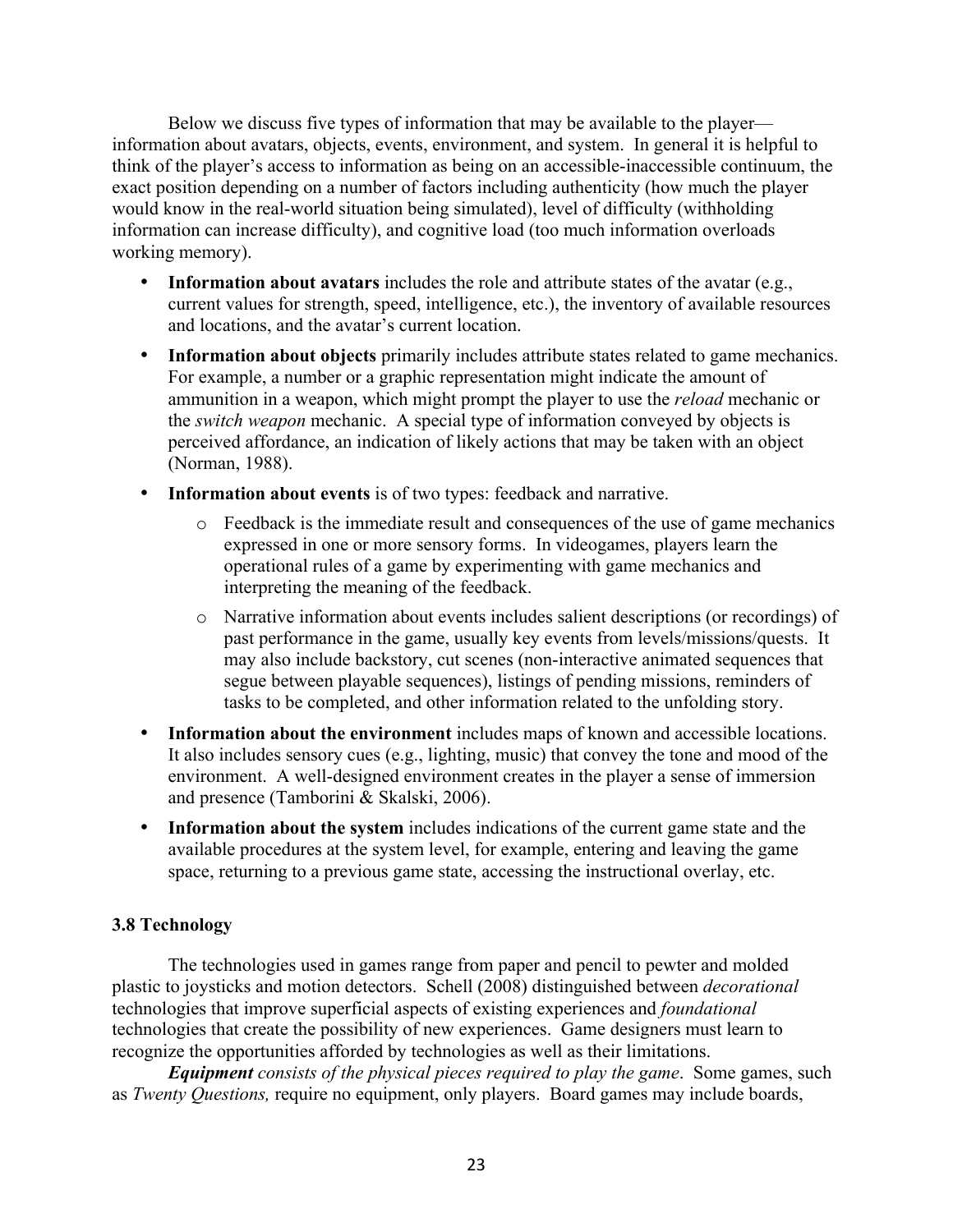Below we discuss five types of information that may be available to the player—information about avatars, objects, events, environment, and system. In general it is helpful to think of the player's access to information as being on an accessible-inaccessible continuum, the exact position depending on a number of factors including authenticity (how much the player would know in the real-world situation being simulated), level of difficulty (withholding information can increase difficulty), and cognitive load (too much information overloads working memory).

- **Information about avatars** includes the role and attribute states of the avatar (e.g., current values for strength, speed, intelligence, etc.), the inventory of available resources and locations, and the avatar's current location.
- **Information about objects** primarily includes attribute states related to game mechanics. For example, a number or a graphic representation might indicate the amount of ammunition in a weapon, which might prompt the player to use the *reload* mechanic or the *switch weapon* mechanic. A special type of information conveyed by objects is perceived affordance, an indication of likely actions that may be taken with an object (Norman, 1988).
- **Information about events** is of two types: feedback and narrative.
    - Feedback is the immediate result and consequences of the use of game mechanics expressed in one or more sensory forms. In videogames, players learn the operational rules of a game by experimenting with game mechanics and interpreting the meaning of the feedback.
    - Narrative information about events includes salient descriptions (or recordings) of past performance in the game, usually key events from levels/missions/quests. It may also include backstory, cut scenes (non-interactive animated sequences that segue between playable sequences), listings of pending missions, reminders of tasks to be completed, and other information related to the unfolding story.
- **Information about the environment** includes maps of known and accessible locations. It also includes sensory cues (e.g., lighting, music) that convey the tone and mood of the environment. A well-designed environment creates in the player a sense of immersion and presence (Tamborini & Skalski, 2006).
- **Information about the system** includes indications of the current game state and the available procedures at the system level, for example, entering and leaving the game space, returning to a previous game state, accessing the instructional overlay, etc.

### 3.8 Technology

The technologies used in games range from paper and pencil to pewter and molded plastic to joysticks and motion detectors. Schell (2008) distinguished between *decorational* technologies that improve superficial aspects of existing experiences and *foundational* technologies that create the possibility of new experiences. Game designers must learn to recognize the opportunities afforded by technologies as well as their limitations.

***Equipment*** *consists of the physical pieces required to play the game*. Some games, such as *Twenty Questions,* require no equipment, only players. Board games may include boards,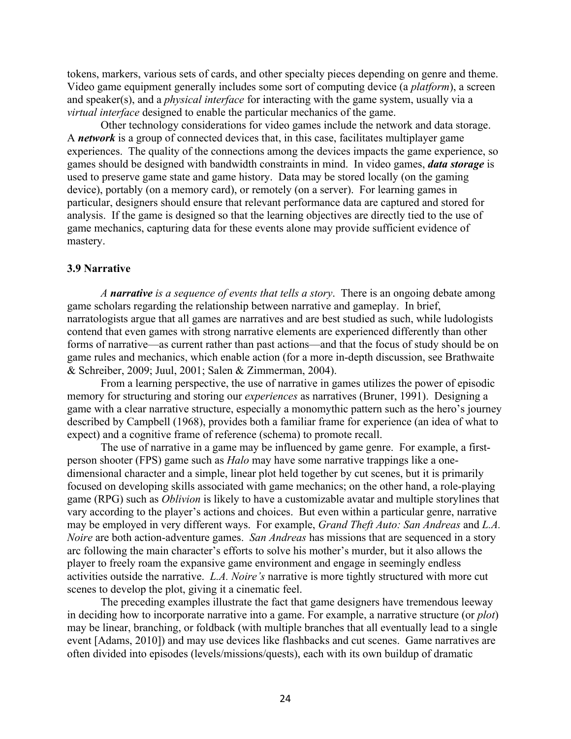tokens, markers, various sets of cards, and other specialty pieces depending on genre and theme. Video game equipment generally includes some sort of computing device (a *platform*), a screen and speaker(s), and a *physical interface* for interacting with the game system, usually via a *virtual interface* designed to enable the particular mechanics of the game.

Other technology considerations for video games include the network and data storage. A ***network*** is a group of connected devices that, in this case, facilitates multiplayer game experiences. The quality of the connections among the devices impacts the game experience, so games should be designed with bandwidth constraints in mind. In video games, ***data storage*** is used to preserve game state and game history. Data may be stored locally (on the gaming device), portably (on a memory card), or remotely (on a server). For learning games in particular, designers should ensure that relevant performance data are captured and stored for analysis. If the game is designed so that the learning objectives are directly tied to the use of game mechanics, capturing data for these events alone may provide sufficient evidence of mastery.

### 3.9 Narrative

*A **narrative** is a sequence of events that tells a story*. There is an ongoing debate among game scholars regarding the relationship between narrative and gameplay. In brief, narratologists argue that all games are narratives and are best studied as such, while ludologists contend that even games with strong narrative elements are experienced differently than other forms of narrative—as current rather than past actions—and that the focus of study should be on game rules and mechanics, which enable action (for a more in-depth discussion, see Brathwaite & Schreiber, 2009; Juul, 2001; Salen & Zimmerman, 2004).

From a learning perspective, the use of narrative in games utilizes the power of episodic memory for structuring and storing our *experiences* as narratives (Bruner, 1991). Designing a game with a clear narrative structure, especially a monomythic pattern such as the hero's journey described by Campbell (1968), provides both a familiar frame for experience (an idea of what to expect) and a cognitive frame of reference (schema) to promote recall.

The use of narrative in a game may be influenced by game genre. For example, a first-person shooter (FPS) game such as *Halo* may have some narrative trappings like a one-dimensional character and a simple, linear plot held together by cut scenes, but it is primarily focused on developing skills associated with game mechanics; on the other hand, a role-playing game (RPG) such as *Oblivion* is likely to have a customizable avatar and multiple storylines that vary according to the player's actions and choices. But even within a particular genre, narrative may be employed in very different ways. For example, *Grand Theft Auto: San Andreas* and *L.A. Noire* are both action-adventure games. *San Andreas* has missions that are sequenced in a story arc following the main character's efforts to solve his mother's murder, but it also allows the player to freely roam the expansive game environment and engage in seemingly endless activities outside the narrative. *L.A. Noire's* narrative is more tightly structured with more cut scenes to develop the plot, giving it a cinematic feel.

The preceding examples illustrate the fact that game designers have tremendous leeway in deciding how to incorporate narrative into a game. For example, a narrative structure (or *plot*) may be linear, branching, or foldback (with multiple branches that all eventually lead to a single event [Adams, 2010]) and may use devices like flashbacks and cut scenes. Game narratives are often divided into episodes (levels/missions/quests), each with its own buildup of dramatic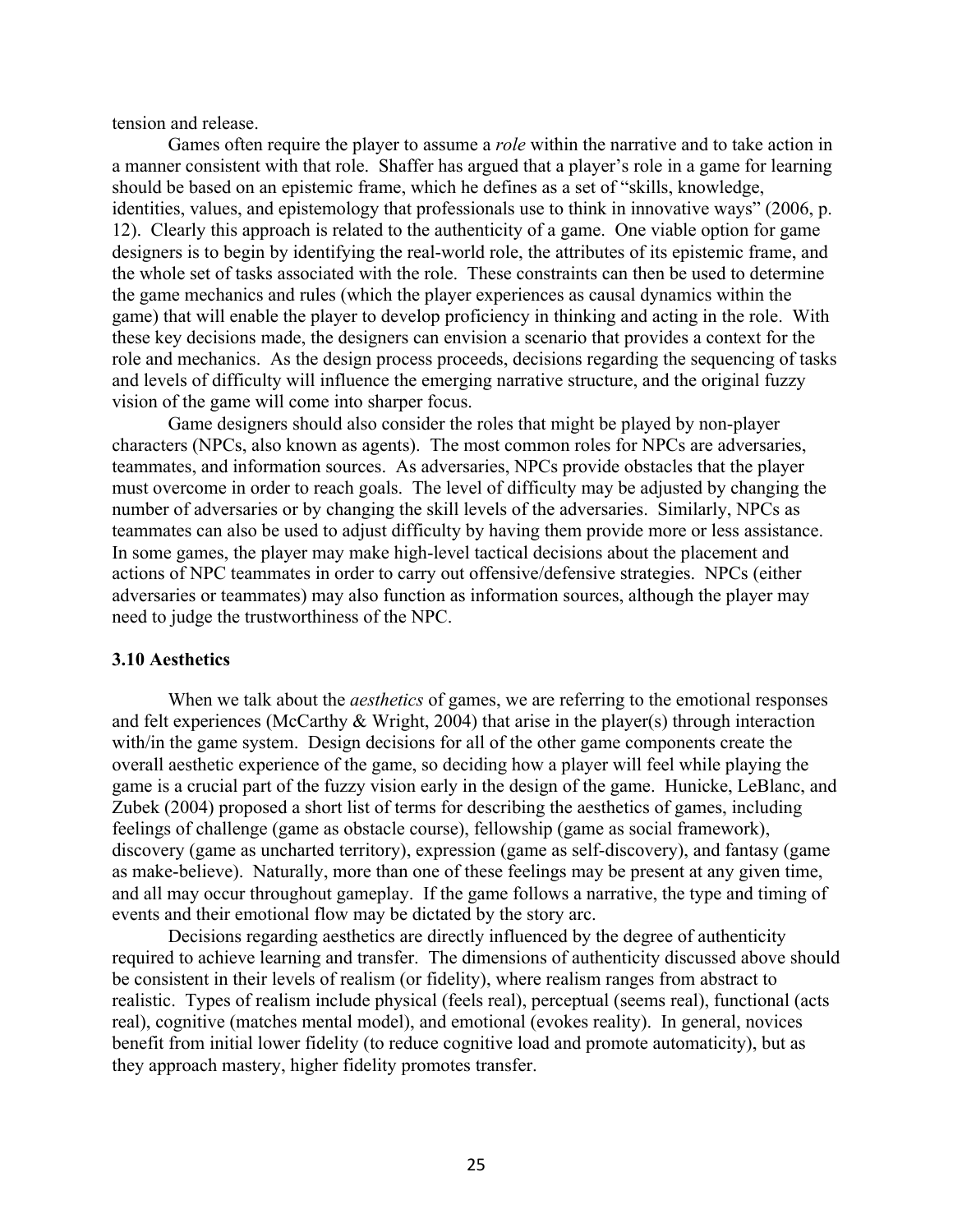tension and release.

Games often require the player to assume a *role* within the narrative and to take action in a manner consistent with that role. Shaffer has argued that a player's role in a game for learning should be based on an epistemic frame, which he defines as a set of "skills, knowledge, identities, values, and epistemology that professionals use to think in innovative ways" (2006, p. 12). Clearly this approach is related to the authenticity of a game. One viable option for game designers is to begin by identifying the real-world role, the attributes of its epistemic frame, and the whole set of tasks associated with the role. These constraints can then be used to determine the game mechanics and rules (which the player experiences as causal dynamics within the game) that will enable the player to develop proficiency in thinking and acting in the role. With these key decisions made, the designers can envision a scenario that provides a context for the role and mechanics. As the design process proceeds, decisions regarding the sequencing of tasks and levels of difficulty will influence the emerging narrative structure, and the original fuzzy vision of the game will come into sharper focus.

Game designers should also consider the roles that might be played by non-player characters (NPCs, also known as agents). The most common roles for NPCs are adversaries, teammates, and information sources. As adversaries, NPCs provide obstacles that the player must overcome in order to reach goals. The level of difficulty may be adjusted by changing the number of adversaries or by changing the skill levels of the adversaries. Similarly, NPCs as teammates can also be used to adjust difficulty by having them provide more or less assistance. In some games, the player may make high-level tactical decisions about the placement and actions of NPC teammates in order to carry out offensive/defensive strategies. NPCs (either adversaries or teammates) may also function as information sources, although the player may need to judge the trustworthiness of the NPC.

### 3.10 Aesthetics

When we talk about the *aesthetics* of games, we are referring to the emotional responses and felt experiences (McCarthy & Wright, 2004) that arise in the player(s) through interaction with/in the game system. Design decisions for all of the other game components create the overall aesthetic experience of the game, so deciding how a player will feel while playing the game is a crucial part of the fuzzy vision early in the design of the game. Hunicke, LeBlanc, and Zubek (2004) proposed a short list of terms for describing the aesthetics of games, including feelings of challenge (game as obstacle course), fellowship (game as social framework), discovery (game as uncharted territory), expression (game as self-discovery), and fantasy (game as make-believe). Naturally, more than one of these feelings may be present at any given time, and all may occur throughout gameplay. If the game follows a narrative, the type and timing of events and their emotional flow may be dictated by the story arc.

Decisions regarding aesthetics are directly influenced by the degree of authenticity required to achieve learning and transfer. The dimensions of authenticity discussed above should be consistent in their levels of realism (or fidelity), where realism ranges from abstract to realistic. Types of realism include physical (feels real), perceptual (seems real), functional (acts real), cognitive (matches mental model), and emotional (evokes reality). In general, novices benefit from initial lower fidelity (to reduce cognitive load and promote automaticity), but as they approach mastery, higher fidelity promotes transfer.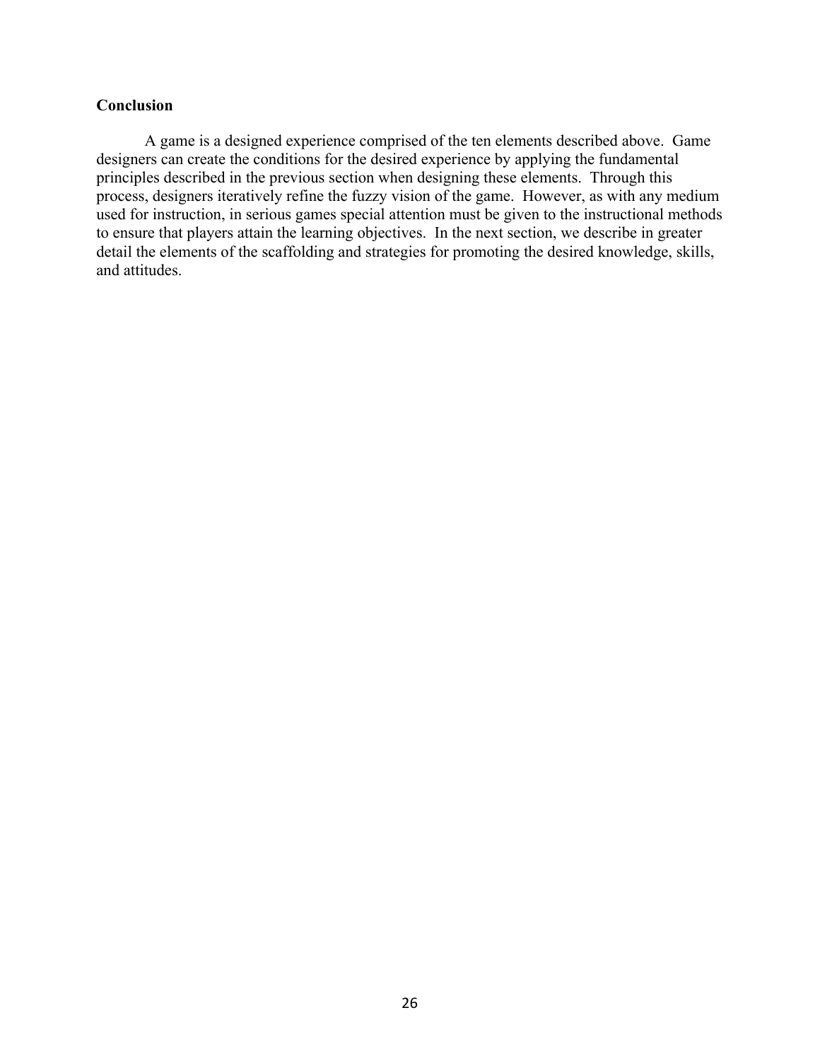## Conclusion

A game is a designed experience comprised of the ten elements described above. Game designers can create the conditions for the desired experience by applying the fundamental principles described in the previous section when designing these elements. Through this process, designers iteratively refine the fuzzy vision of the game. However, as with any medium used for instruction, in serious games special attention must be given to the instructional methods to ensure that players attain the learning objectives. In the next section, we describe in greater detail the elements of the scaffolding and strategies for promoting the desired knowledge, skills, and attitudes.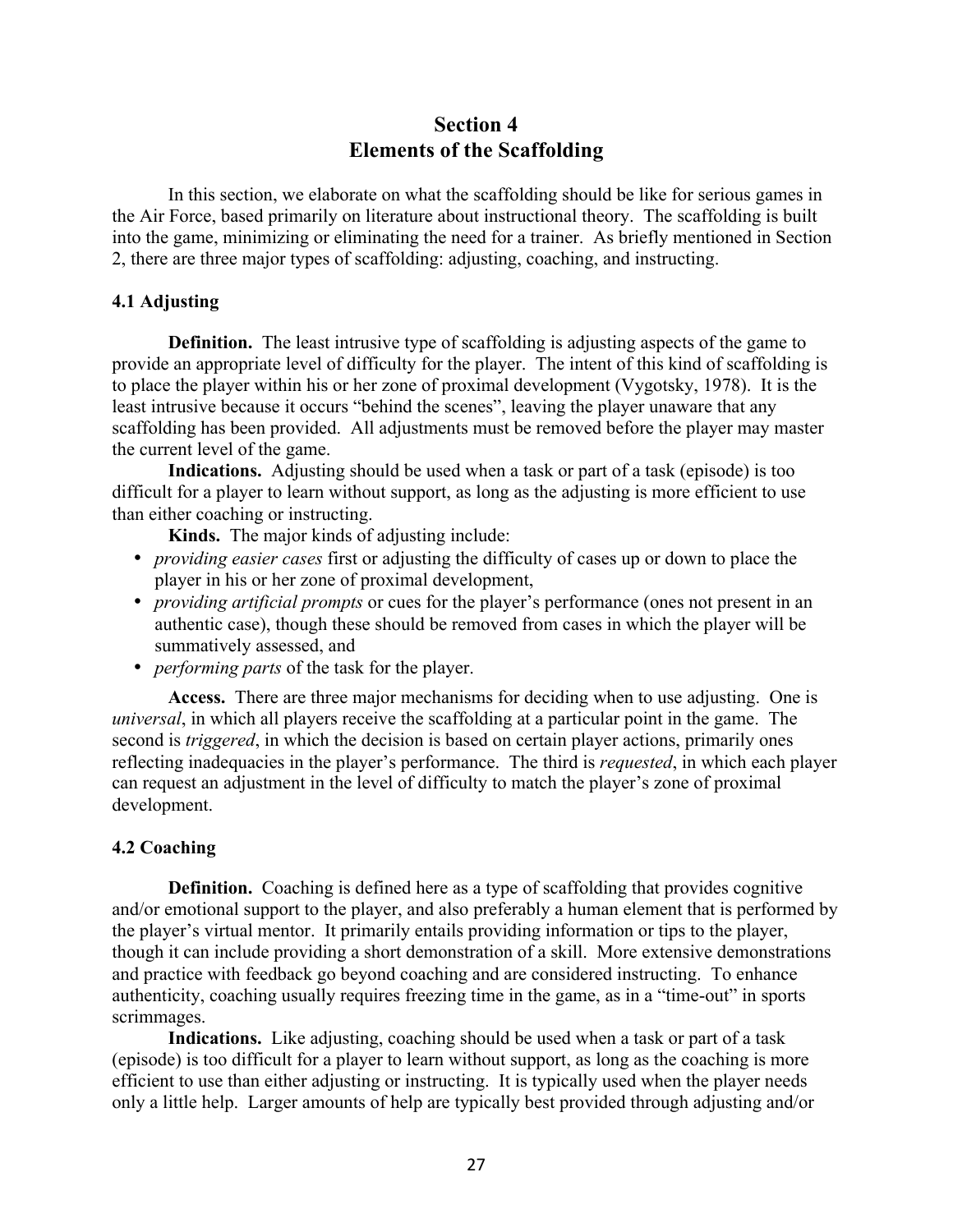# Section 4
# Elements of the Scaffolding

In this section, we elaborate on what the scaffolding should be like for serious games in the Air Force, based primarily on literature about instructional theory. The scaffolding is built into the game, minimizing or eliminating the need for a trainer. As briefly mentioned in Section 2, there are three major types of scaffolding: adjusting, coaching, and instructing.

## 4.1 Adjusting

**Definition.** The least intrusive type of scaffolding is adjusting aspects of the game to provide an appropriate level of difficulty for the player. The intent of this kind of scaffolding is to place the player within his or her zone of proximal development (Vygotsky, 1978). It is the least intrusive because it occurs "behind the scenes", leaving the player unaware that any scaffolding has been provided. All adjustments must be removed before the player may master the current level of the game.

**Indications.** Adjusting should be used when a task or part of a task (episode) is too difficult for a player to learn without support, as long as the adjusting is more efficient to use than either coaching or instructing.

**Kinds.** The major kinds of adjusting include:

- *providing easier cases* first or adjusting the difficulty of cases up or down to place the player in his or her zone of proximal development,
- *providing artificial prompts* or cues for the player's performance (ones not present in an authentic case), though these should be removed from cases in which the player will be summatively assessed, and
- *performing parts* of the task for the player.

**Access.** There are three major mechanisms for deciding when to use adjusting. One is *universal*, in which all players receive the scaffolding at a particular point in the game. The second is *triggered*, in which the decision is based on certain player actions, primarily ones reflecting inadequacies in the player's performance. The third is *requested*, in which each player can request an adjustment in the level of difficulty to match the player's zone of proximal development.

## 4.2 Coaching

**Definition.** Coaching is defined here as a type of scaffolding that provides cognitive and/or emotional support to the player, and also preferably a human element that is performed by the player's virtual mentor. It primarily entails providing information or tips to the player, though it can include providing a short demonstration of a skill. More extensive demonstrations and practice with feedback go beyond coaching and are considered instructing. To enhance authenticity, coaching usually requires freezing time in the game, as in a "time-out" in sports scrimmages.

**Indications.** Like adjusting, coaching should be used when a task or part of a task (episode) is too difficult for a player to learn without support, as long as the coaching is more efficient to use than either adjusting or instructing. It is typically used when the player needs only a little help. Larger amounts of help are typically best provided through adjusting and/or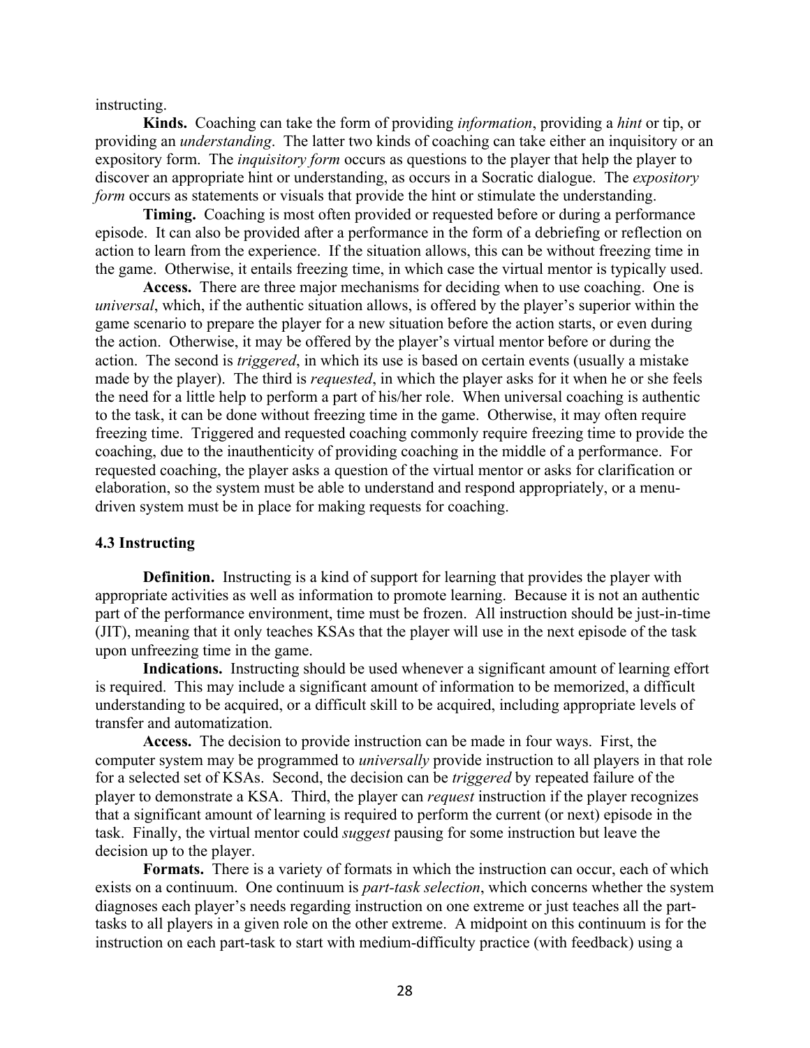instructing.

**Kinds.** Coaching can take the form of providing *information*, providing a *hint* or tip, or providing an *understanding*. The latter two kinds of coaching can take either an inquisitory or an expository form. The *inquisitory form* occurs as questions to the player that help the player to discover an appropriate hint or understanding, as occurs in a Socratic dialogue. The *expository form* occurs as statements or visuals that provide the hint or stimulate the understanding.

**Timing.** Coaching is most often provided or requested before or during a performance episode. It can also be provided after a performance in the form of a debriefing or reflection on action to learn from the experience. If the situation allows, this can be without freezing time in the game. Otherwise, it entails freezing time, in which case the virtual mentor is typically used.

**Access.** There are three major mechanisms for deciding when to use coaching. One is *universal*, which, if the authentic situation allows, is offered by the player's superior within the game scenario to prepare the player for a new situation before the action starts, or even during the action. Otherwise, it may be offered by the player's virtual mentor before or during the action. The second is *triggered*, in which its use is based on certain events (usually a mistake made by the player). The third is *requested*, in which the player asks for it when he or she feels the need for a little help to perform a part of his/her role. When universal coaching is authentic to the task, it can be done without freezing time in the game. Otherwise, it may often require freezing time. Triggered and requested coaching commonly require freezing time to provide the coaching, due to the inauthenticity of providing coaching in the middle of a performance. For requested coaching, the player asks a question of the virtual mentor or asks for clarification or elaboration, so the system must be able to understand and respond appropriately, or a menu-driven system must be in place for making requests for coaching.

### 4.3 Instructing

**Definition.** Instructing is a kind of support for learning that provides the player with appropriate activities as well as information to promote learning. Because it is not an authentic part of the performance environment, time must be frozen. All instruction should be just-in-time (JIT), meaning that it only teaches KSAs that the player will use in the next episode of the task upon unfreezing time in the game.

**Indications.** Instructing should be used whenever a significant amount of learning effort is required. This may include a significant amount of information to be memorized, a difficult understanding to be acquired, or a difficult skill to be acquired, including appropriate levels of transfer and automatization.

**Access.** The decision to provide instruction can be made in four ways. First, the computer system may be programmed to *universally* provide instruction to all players in that role for a selected set of KSAs. Second, the decision can be *triggered* by repeated failure of the player to demonstrate a KSA. Third, the player can *request* instruction if the player recognizes that a significant amount of learning is required to perform the current (or next) episode in the task. Finally, the virtual mentor could *suggest* pausing for some instruction but leave the decision up to the player.

**Formats.** There is a variety of formats in which the instruction can occur, each of which exists on a continuum. One continuum is *part-task selection*, which concerns whether the system diagnoses each player's needs regarding instruction on one extreme or just teaches all the part-tasks to all players in a given role on the other extreme. A midpoint on this continuum is for the instruction on each part-task to start with medium-difficulty practice (with feedback) using a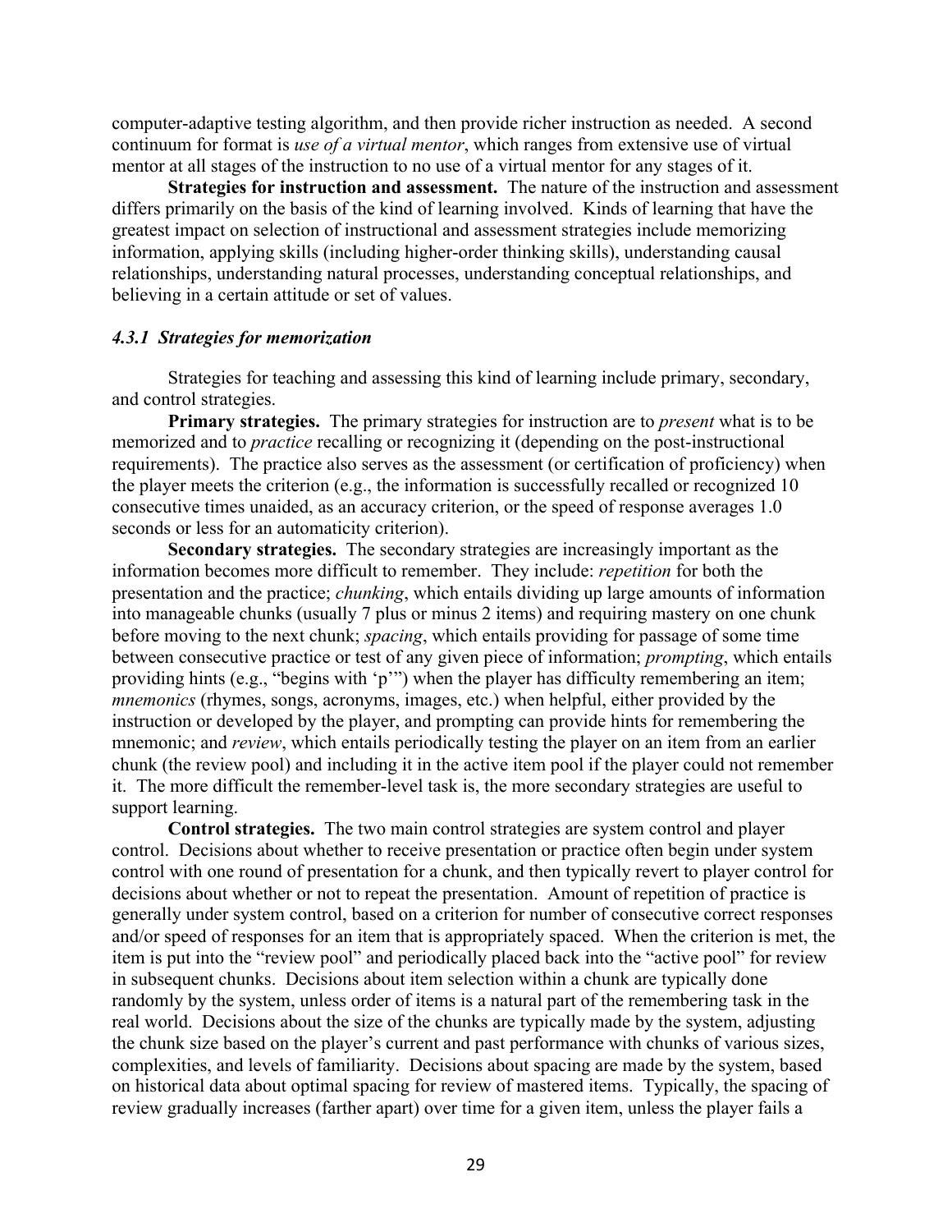computer-adaptive testing algorithm, and then provide richer instruction as needed. A second continuum for format is *use of a virtual mentor*, which ranges from extensive use of virtual mentor at all stages of the instruction to no use of a virtual mentor for any stages of it.

**Strategies for instruction and assessment.** The nature of the instruction and assessment differs primarily on the basis of the kind of learning involved. Kinds of learning that have the greatest impact on selection of instructional and assessment strategies include memorizing information, applying skills (including higher-order thinking skills), understanding causal relationships, understanding natural processes, understanding conceptual relationships, and believing in a certain attitude or set of values.

#### *4.3.1 Strategies for memorization*

Strategies for teaching and assessing this kind of learning include primary, secondary, and control strategies.

**Primary strategies.** The primary strategies for instruction are to *present* what is to be memorized and to *practice* recalling or recognizing it (depending on the post-instructional requirements). The practice also serves as the assessment (or certification of proficiency) when the player meets the criterion (e.g., the information is successfully recalled or recognized 10 consecutive times unaided, as an accuracy criterion, or the speed of response averages 1.0 seconds or less for an automaticity criterion).

**Secondary strategies.** The secondary strategies are increasingly important as the information becomes more difficult to remember. They include: *repetition* for both the presentation and the practice; *chunking*, which entails dividing up large amounts of information into manageable chunks (usually 7 plus or minus 2 items) and requiring mastery on one chunk before moving to the next chunk; *spacing*, which entails providing for passage of some time between consecutive practice or test of any given piece of information; *prompting*, which entails providing hints (e.g., "begins with 'p'") when the player has difficulty remembering an item; *mnemonics* (rhymes, songs, acronyms, images, etc.) when helpful, either provided by the instruction or developed by the player, and prompting can provide hints for remembering the mnemonic; and *review*, which entails periodically testing the player on an item from an earlier chunk (the review pool) and including it in the active item pool if the player could not remember it. The more difficult the remember-level task is, the more secondary strategies are useful to support learning.

**Control strategies.** The two main control strategies are system control and player control. Decisions about whether to receive presentation or practice often begin under system control with one round of presentation for a chunk, and then typically revert to player control for decisions about whether or not to repeat the presentation. Amount of repetition of practice is generally under system control, based on a criterion for number of consecutive correct responses and/or speed of responses for an item that is appropriately spaced. When the criterion is met, the item is put into the "review pool" and periodically placed back into the "active pool" for review in subsequent chunks. Decisions about item selection within a chunk are typically done randomly by the system, unless order of items is a natural part of the remembering task in the real world. Decisions about the size of the chunks are typically made by the system, adjusting the chunk size based on the player's current and past performance with chunks of various sizes, complexities, and levels of familiarity. Decisions about spacing are made by the system, based on historical data about optimal spacing for review of mastered items. Typically, the spacing of review gradually increases (farther apart) over time for a given item, unless the player fails a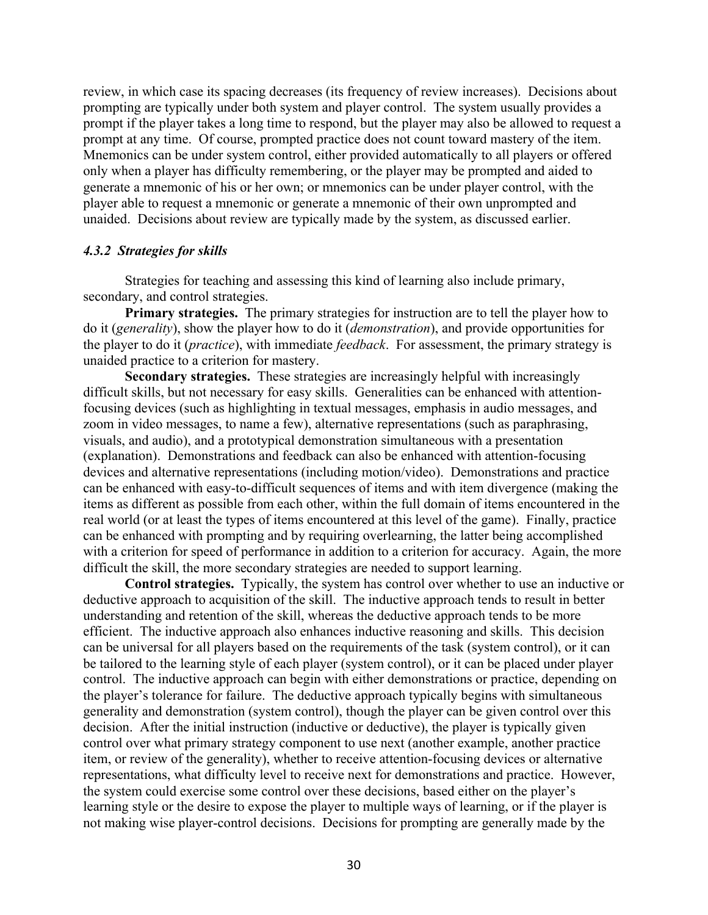review, in which case its spacing decreases (its frequency of review increases). Decisions about prompting are typically under both system and player control. The system usually provides a prompt if the player takes a long time to respond, but the player may also be allowed to request a prompt at any time. Of course, prompted practice does not count toward mastery of the item. Mnemonics can be under system control, either provided automatically to all players or offered only when a player has difficulty remembering, or the player may be prompted and aided to generate a mnemonic of his or her own; or mnemonics can be under player control, with the player able to request a mnemonic or generate a mnemonic of their own unprompted and unaided. Decisions about review are typically made by the system, as discussed earlier.

#### *4.3.2 Strategies for skills*

Strategies for teaching and assessing this kind of learning also include primary, secondary, and control strategies.

**Primary strategies.** The primary strategies for instruction are to tell the player how to do it (*generality*), show the player how to do it (*demonstration*), and provide opportunities for the player to do it (*practice*), with immediate *feedback*. For assessment, the primary strategy is unaided practice to a criterion for mastery.

**Secondary strategies.** These strategies are increasingly helpful with increasingly difficult skills, but not necessary for easy skills. Generalities can be enhanced with attention-focusing devices (such as highlighting in textual messages, emphasis in audio messages, and zoom in video messages, to name a few), alternative representations (such as paraphrasing, visuals, and audio), and a prototypical demonstration simultaneous with a presentation (explanation). Demonstrations and feedback can also be enhanced with attention-focusing devices and alternative representations (including motion/video). Demonstrations and practice can be enhanced with easy-to-difficult sequences of items and with item divergence (making the items as different as possible from each other, within the full domain of items encountered in the real world (or at least the types of items encountered at this level of the game). Finally, practice can be enhanced with prompting and by requiring overlearning, the latter being accomplished with a criterion for speed of performance in addition to a criterion for accuracy. Again, the more difficult the skill, the more secondary strategies are needed to support learning.

**Control strategies.** Typically, the system has control over whether to use an inductive or deductive approach to acquisition of the skill. The inductive approach tends to result in better understanding and retention of the skill, whereas the deductive approach tends to be more efficient. The inductive approach also enhances inductive reasoning and skills. This decision can be universal for all players based on the requirements of the task (system control), or it can be tailored to the learning style of each player (system control), or it can be placed under player control. The inductive approach can begin with either demonstrations or practice, depending on the player's tolerance for failure. The deductive approach typically begins with simultaneous generality and demonstration (system control), though the player can be given control over this decision. After the initial instruction (inductive or deductive), the player is typically given control over what primary strategy component to use next (another example, another practice item, or review of the generality), whether to receive attention-focusing devices or alternative representations, what difficulty level to receive next for demonstrations and practice. However, the system could exercise some control over these decisions, based either on the player's learning style or the desire to expose the player to multiple ways of learning, or if the player is not making wise player-control decisions. Decisions for prompting are generally made by the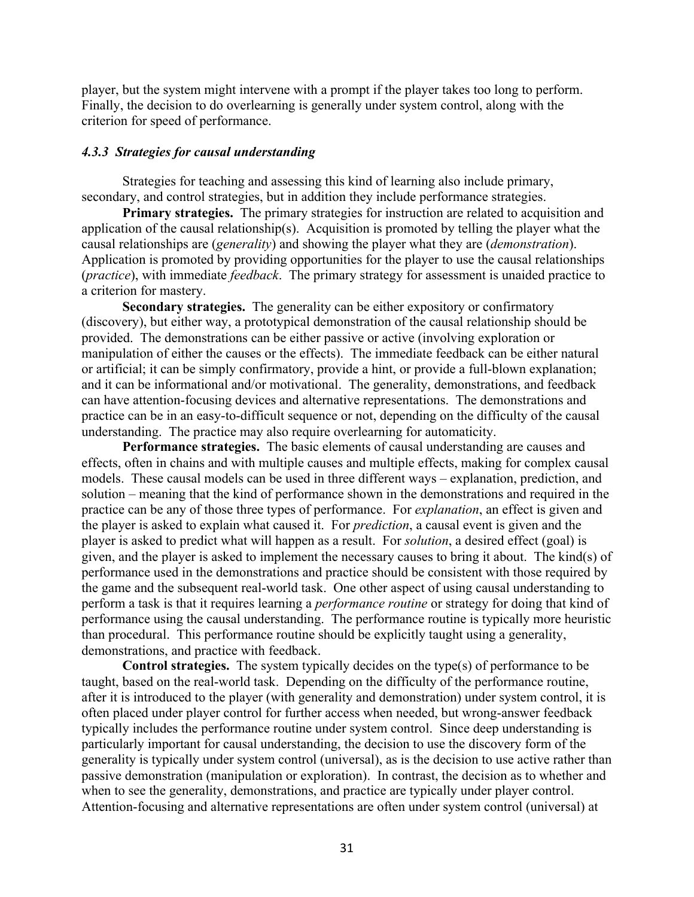player, but the system might intervene with a prompt if the player takes too long to perform. Finally, the decision to do overlearning is generally under system control, along with the criterion for speed of performance.

### *4.3.3 Strategies for causal understanding*

Strategies for teaching and assessing this kind of learning also include primary, secondary, and control strategies, but in addition they include performance strategies.

**Primary strategies.** The primary strategies for instruction are related to acquisition and application of the causal relationship(s). Acquisition is promoted by telling the player what the causal relationships are (*generality*) and showing the player what they are (*demonstration*). Application is promoted by providing opportunities for the player to use the causal relationships (*practice*), with immediate *feedback*. The primary strategy for assessment is unaided practice to a criterion for mastery.

**Secondary strategies.** The generality can be either expository or confirmatory (discovery), but either way, a prototypical demonstration of the causal relationship should be provided. The demonstrations can be either passive or active (involving exploration or manipulation of either the causes or the effects). The immediate feedback can be either natural or artificial; it can be simply confirmatory, provide a hint, or provide a full-blown explanation; and it can be informational and/or motivational. The generality, demonstrations, and feedback can have attention-focusing devices and alternative representations. The demonstrations and practice can be in an easy-to-difficult sequence or not, depending on the difficulty of the causal understanding. The practice may also require overlearning for automaticity.

**Performance strategies.** The basic elements of causal understanding are causes and effects, often in chains and with multiple causes and multiple effects, making for complex causal models. These causal models can be used in three different ways – explanation, prediction, and solution – meaning that the kind of performance shown in the demonstrations and required in the practice can be any of those three types of performance. For *explanation*, an effect is given and the player is asked to explain what caused it. For *prediction*, a causal event is given and the player is asked to predict what will happen as a result. For *solution*, a desired effect (goal) is given, and the player is asked to implement the necessary causes to bring it about. The kind(s) of performance used in the demonstrations and practice should be consistent with those required by the game and the subsequent real-world task. One other aspect of using causal understanding to perform a task is that it requires learning a *performance routine* or strategy for doing that kind of performance using the causal understanding. The performance routine is typically more heuristic than procedural. This performance routine should be explicitly taught using a generality, demonstrations, and practice with feedback.

**Control strategies.** The system typically decides on the type(s) of performance to be taught, based on the real-world task. Depending on the difficulty of the performance routine, after it is introduced to the player (with generality and demonstration) under system control, it is often placed under player control for further access when needed, but wrong-answer feedback typically includes the performance routine under system control. Since deep understanding is particularly important for causal understanding, the decision to use the discovery form of the generality is typically under system control (universal), as is the decision to use active rather than passive demonstration (manipulation or exploration). In contrast, the decision as to whether and when to see the generality, demonstrations, and practice are typically under player control. Attention-focusing and alternative representations are often under system control (universal) at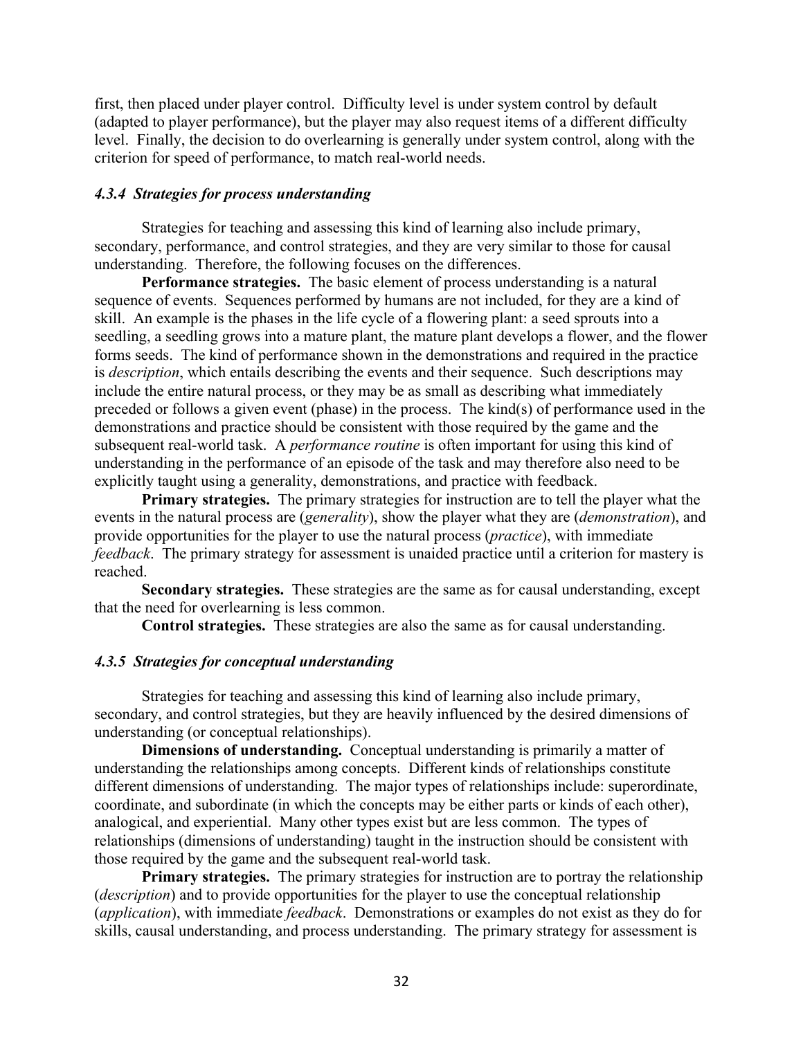first, then placed under player control. Difficulty level is under system control by default (adapted to player performance), but the player may also request items of a different difficulty level. Finally, the decision to do overlearning is generally under system control, along with the criterion for speed of performance, to match real-world needs.

### *4.3.4 Strategies for process understanding*

Strategies for teaching and assessing this kind of learning also include primary, secondary, performance, and control strategies, and they are very similar to those for causal understanding. Therefore, the following focuses on the differences.

**Performance strategies.** The basic element of process understanding is a natural sequence of events. Sequences performed by humans are not included, for they are a kind of skill. An example is the phases in the life cycle of a flowering plant: a seed sprouts into a seedling, a seedling grows into a mature plant, the mature plant develops a flower, and the flower forms seeds. The kind of performance shown in the demonstrations and required in the practice is *description*, which entails describing the events and their sequence. Such descriptions may include the entire natural process, or they may be as small as describing what immediately preceded or follows a given event (phase) in the process. The kind(s) of performance used in the demonstrations and practice should be consistent with those required by the game and the subsequent real-world task. A *performance routine* is often important for using this kind of understanding in the performance of an episode of the task and may therefore also need to be explicitly taught using a generality, demonstrations, and practice with feedback.

**Primary strategies.** The primary strategies for instruction are to tell the player what the events in the natural process are (*generality*), show the player what they are (*demonstration*), and provide opportunities for the player to use the natural process (*practice*), with immediate *feedback*. The primary strategy for assessment is unaided practice until a criterion for mastery is reached.

**Secondary strategies.** These strategies are the same as for causal understanding, except that the need for overlearning is less common.

**Control strategies.** These strategies are also the same as for causal understanding.

### *4.3.5 Strategies for conceptual understanding*

Strategies for teaching and assessing this kind of learning also include primary, secondary, and control strategies, but they are heavily influenced by the desired dimensions of understanding (or conceptual relationships).

**Dimensions of understanding.** Conceptual understanding is primarily a matter of understanding the relationships among concepts. Different kinds of relationships constitute different dimensions of understanding. The major types of relationships include: superordinate, coordinate, and subordinate (in which the concepts may be either parts or kinds of each other), analogical, and experiential. Many other types exist but are less common. The types of relationships (dimensions of understanding) taught in the instruction should be consistent with those required by the game and the subsequent real-world task.

**Primary strategies.** The primary strategies for instruction are to portray the relationship (*description*) and to provide opportunities for the player to use the conceptual relationship (*application*), with immediate *feedback*. Demonstrations or examples do not exist as they do for skills, causal understanding, and process understanding. The primary strategy for assessment is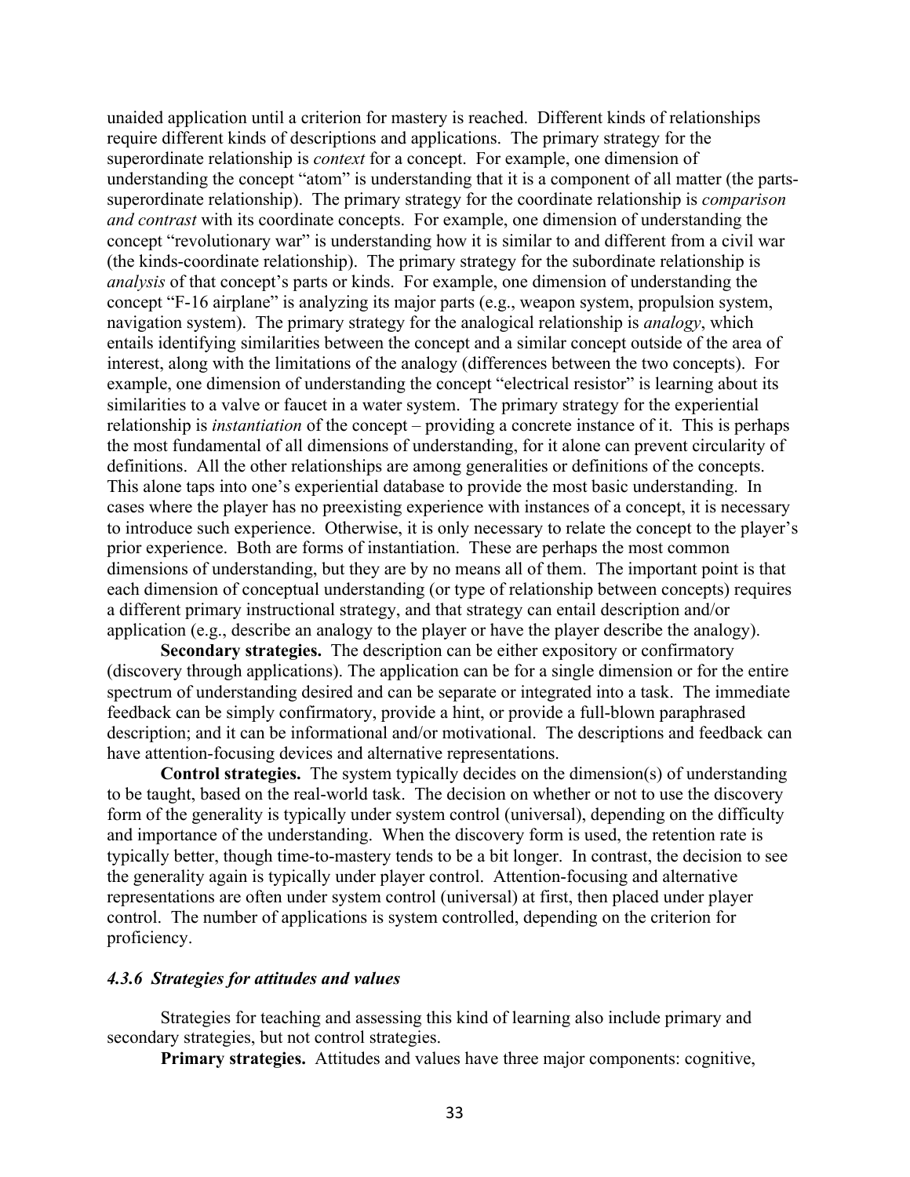unaided application until a criterion for mastery is reached. Different kinds of relationships require different kinds of descriptions and applications. The primary strategy for the superordinate relationship is *context* for a concept. For example, one dimension of understanding the concept "atom" is understanding that it is a component of all matter (the parts-superordinate relationship). The primary strategy for the coordinate relationship is *comparison and contrast* with its coordinate concepts. For example, one dimension of understanding the concept "revolutionary war" is understanding how it is similar to and different from a civil war (the kinds-coordinate relationship). The primary strategy for the subordinate relationship is *analysis* of that concept's parts or kinds. For example, one dimension of understanding the concept "F-16 airplane" is analyzing its major parts (e.g., weapon system, propulsion system, navigation system). The primary strategy for the analogical relationship is *analogy*, which entails identifying similarities between the concept and a similar concept outside of the area of interest, along with the limitations of the analogy (differences between the two concepts). For example, one dimension of understanding the concept "electrical resistor" is learning about its similarities to a valve or faucet in a water system. The primary strategy for the experiential relationship is *instantiation* of the concept – providing a concrete instance of it. This is perhaps the most fundamental of all dimensions of understanding, for it alone can prevent circularity of definitions. All the other relationships are among generalities or definitions of the concepts. This alone taps into one's experiential database to provide the most basic understanding. In cases where the player has no preexisting experience with instances of a concept, it is necessary to introduce such experience. Otherwise, it is only necessary to relate the concept to the player's prior experience. Both are forms of instantiation. These are perhaps the most common dimensions of understanding, but they are by no means all of them. The important point is that each dimension of conceptual understanding (or type of relationship between concepts) requires a different primary instructional strategy, and that strategy can entail description and/or application (e.g., describe an analogy to the player or have the player describe the analogy).

**Secondary strategies.** The description can be either expository or confirmatory (discovery through applications). The application can be for a single dimension or for the entire spectrum of understanding desired and can be separate or integrated into a task. The immediate feedback can be simply confirmatory, provide a hint, or provide a full-blown paraphrased description; and it can be informational and/or motivational. The descriptions and feedback can have attention-focusing devices and alternative representations.

**Control strategies.** The system typically decides on the dimension(s) of understanding to be taught, based on the real-world task. The decision on whether or not to use the discovery form of the generality is typically under system control (universal), depending on the difficulty and importance of the understanding. When the discovery form is used, the retention rate is typically better, though time-to-mastery tends to be a bit longer. In contrast, the decision to see the generality again is typically under player control. Attention-focusing and alternative representations are often under system control (universal) at first, then placed under player control. The number of applications is system controlled, depending on the criterion for proficiency.

#### *4.3.6 Strategies for attitudes and values*

Strategies for teaching and assessing this kind of learning also include primary and secondary strategies, but not control strategies.

**Primary strategies.** Attitudes and values have three major components: cognitive,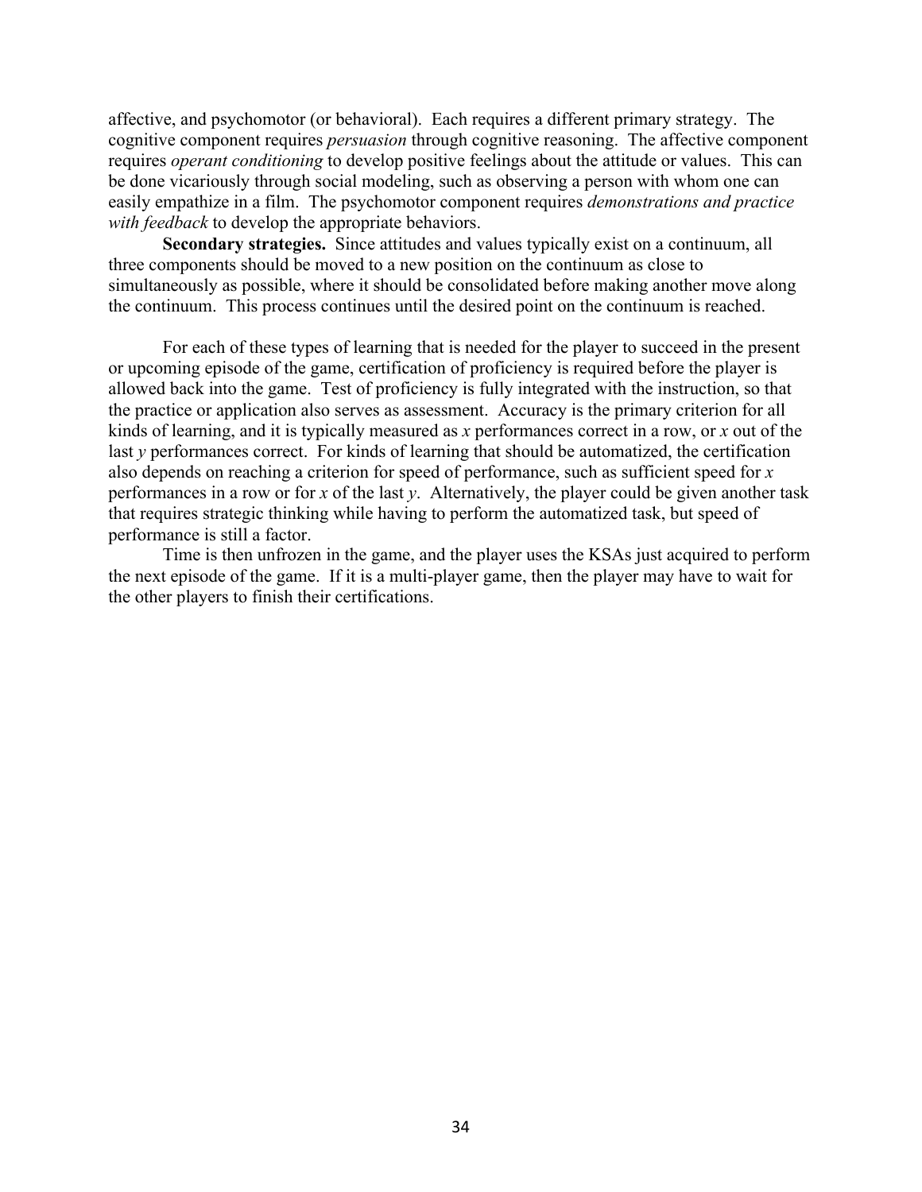affective, and psychomotor (or behavioral). Each requires a different primary strategy. The cognitive component requires *persuasion* through cognitive reasoning. The affective component requires *operant conditioning* to develop positive feelings about the attitude or values. This can be done vicariously through social modeling, such as observing a person with whom one can easily empathize in a film. The psychomotor component requires *demonstrations and practice with feedback* to develop the appropriate behaviors.

**Secondary strategies.** Since attitudes and values typically exist on a continuum, all three components should be moved to a new position on the continuum as close to simultaneously as possible, where it should be consolidated before making another move along the continuum. This process continues until the desired point on the continuum is reached.

For each of these types of learning that is needed for the player to succeed in the present or upcoming episode of the game, certification of proficiency is required before the player is allowed back into the game. Test of proficiency is fully integrated with the instruction, so that the practice or application also serves as assessment. Accuracy is the primary criterion for all kinds of learning, and it is typically measured as $x$ performances correct in a row, or $x$ out of the last $y$ performances correct. For kinds of learning that should be automatized, the certification also depends on reaching a criterion for speed of performance, such as sufficient speed for $x$ performances in a row or for $x$ of the last $y$. Alternatively, the player could be given another task that requires strategic thinking while having to perform the automatized task, but speed of performance is still a factor.

Time is then unfrozen in the game, and the player uses the KSAs just acquired to perform the next episode of the game. If it is a multi-player game, then the player may have to wait for the other players to finish their certifications.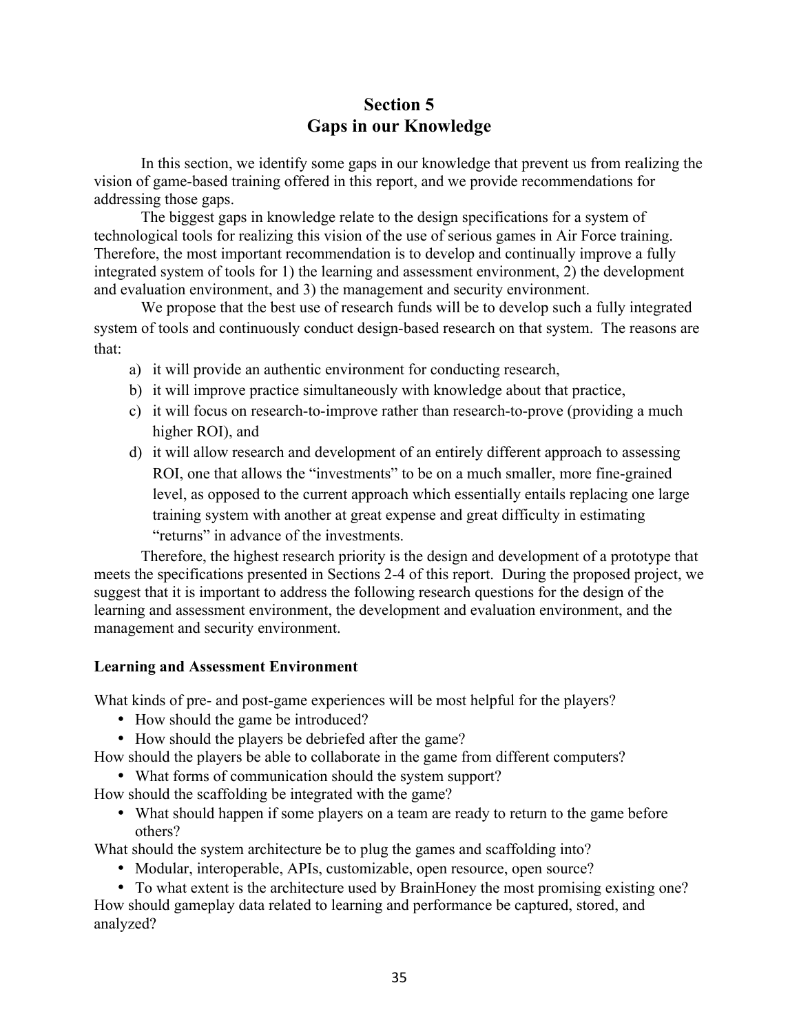# Section 5
# Gaps in our Knowledge

In this section, we identify some gaps in our knowledge that prevent us from realizing the vision of game-based training offered in this report, and we provide recommendations for addressing those gaps.

The biggest gaps in knowledge relate to the design specifications for a system of technological tools for realizing this vision of the use of serious games in Air Force training. Therefore, the most important recommendation is to develop and continually improve a fully integrated system of tools for 1) the learning and assessment environment, 2) the development and evaluation environment, and 3) the management and security environment.

We propose that the best use of research funds will be to develop such a fully integrated system of tools and continuously conduct design-based research on that system. The reasons are that:

a) it will provide an authentic environment for conducting research,
b) it will improve practice simultaneously with knowledge about that practice,
c) it will focus on research-to-improve rather than research-to-prove (providing a much higher ROI), and
d) it will allow research and development of an entirely different approach to assessing ROI, one that allows the "investments" to be on a much smaller, more fine-grained level, as opposed to the current approach which essentially entails replacing one large training system with another at great expense and great difficulty in estimating "returns" in advance of the investments.

Therefore, the highest research priority is the design and development of a prototype that meets the specifications presented in Sections 2-4 of this report. During the proposed project, we suggest that it is important to address the following research questions for the design of the learning and assessment environment, the development and evaluation environment, and the management and security environment.

**Learning and Assessment Environment**

What kinds of pre- and post-game experiences will be most helpful for the players?

- How should the game be introduced?
- How should the players be debriefed after the game?

How should the players be able to collaborate in the game from different computers?

- What forms of communication should the system support?

How should the scaffolding be integrated with the game?

- What should happen if some players on a team are ready to return to the game before others?

What should the system architecture be to plug the games and scaffolding into?

- Modular, interoperable, APIs, customizable, open resource, open source?
- To what extent is the architecture used by BrainHoney the most promising existing one?

How should gameplay data related to learning and performance be captured, stored, and analyzed?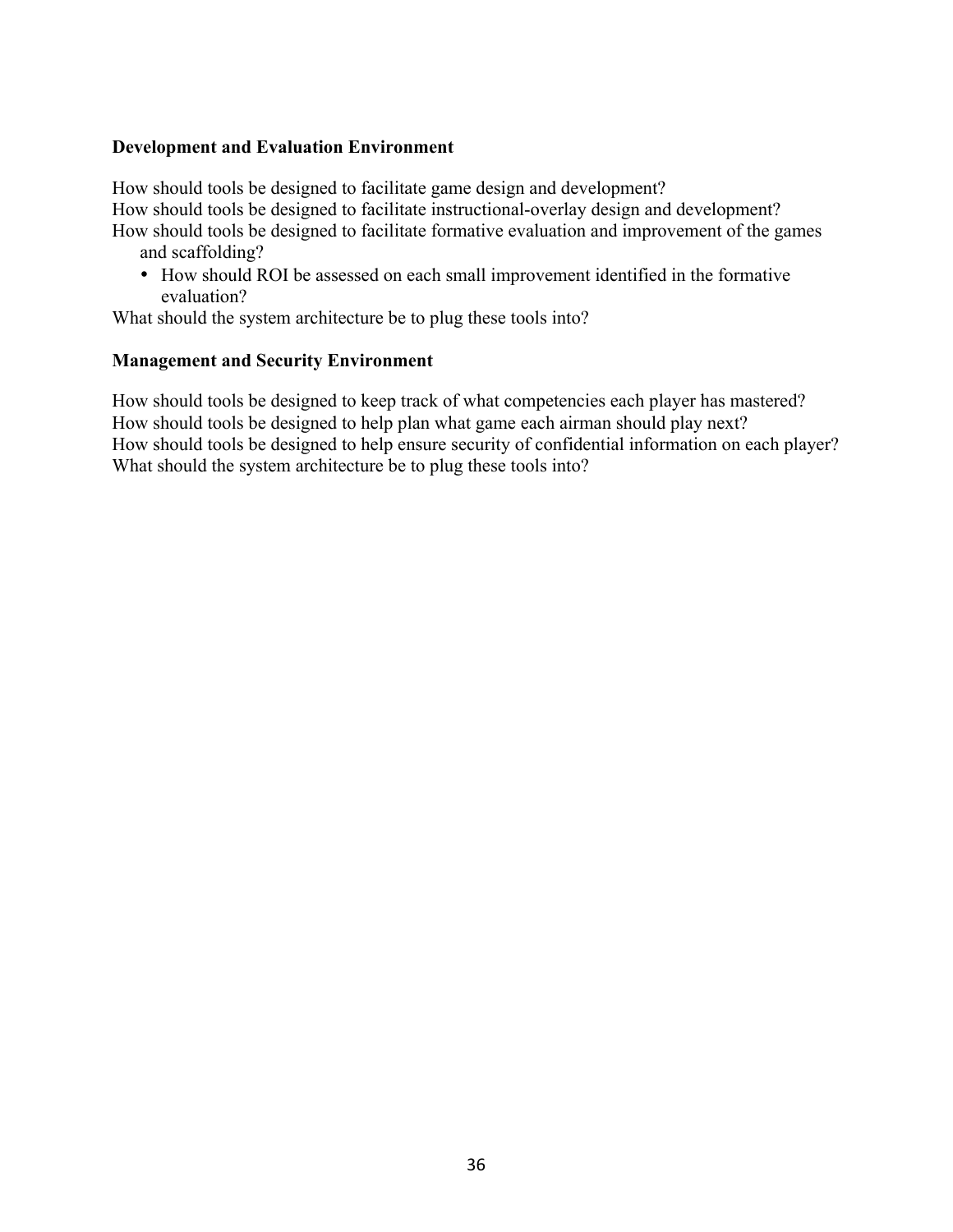**Development and Evaluation Environment**

How should tools be designed to facilitate game design and development?
How should tools be designed to facilitate instructional-overlay design and development?
How should tools be designed to facilitate formative evaluation and improvement of the games and scaffolding?

- How should ROI be assessed on each small improvement identified in the formative evaluation?

What should the system architecture be to plug these tools into?

**Management and Security Environment**

How should tools be designed to keep track of what competencies each player has mastered?
How should tools be designed to help plan what game each airman should play next?
How should tools be designed to help ensure security of confidential information on each player?
What should the system architecture be to plug these tools into?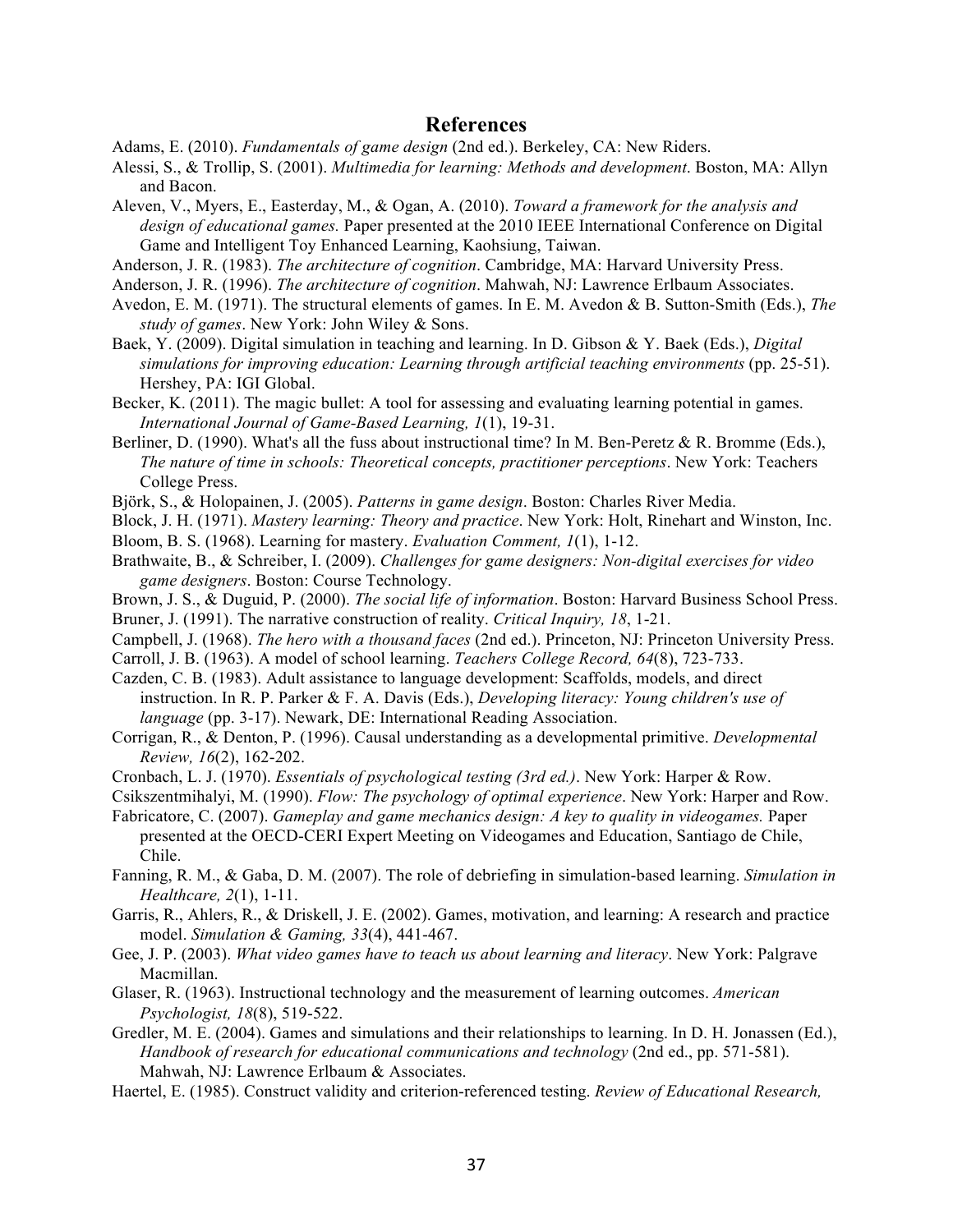# References

Adams, E. (2010). *Fundamentals of game design* (2nd ed.). Berkeley, CA: New Riders.

Alessi, S., & Trollip, S. (2001). *Multimedia for learning: Methods and development*. Boston, MA: Allyn and Bacon.

Aleven, V., Myers, E., Easterday, M., & Ogan, A. (2010). *Toward a framework for the analysis and design of educational games.* Paper presented at the 2010 IEEE International Conference on Digital Game and Intelligent Toy Enhanced Learning, Kaohsiung, Taiwan.

Anderson, J. R. (1983). *The architecture of cognition*. Cambridge, MA: Harvard University Press.

Anderson, J. R. (1996). *The architecture of cognition*. Mahwah, NJ: Lawrence Erlbaum Associates.

Avedon, E. M. (1971). The structural elements of games. In E. M. Avedon & B. Sutton-Smith (Eds.), *The study of games*. New York: John Wiley & Sons.

Baek, Y. (2009). Digital simulation in teaching and learning. In D. Gibson & Y. Baek (Eds.), *Digital simulations for improving education: Learning through artificial teaching environments* (pp. 25-51). Hershey, PA: IGI Global.

Becker, K. (2011). The magic bullet: A tool for assessing and evaluating learning potential in games. *International Journal of Game-Based Learning, 1*(1), 19-31.

Berliner, D. (1990). What's all the fuss about instructional time? In M. Ben-Peretz & R. Bromme (Eds.), *The nature of time in schools: Theoretical concepts, practitioner perceptions*. New York: Teachers College Press.

Björk, S., & Holopainen, J. (2005). *Patterns in game design*. Boston: Charles River Media.

Block, J. H. (1971). *Mastery learning: Theory and practice*. New York: Holt, Rinehart and Winston, Inc.

Bloom, B. S. (1968). Learning for mastery. *Evaluation Comment, 1*(1), 1-12.

Brathwaite, B., & Schreiber, I. (2009). *Challenges for game designers: Non-digital exercises for video game designers*. Boston: Course Technology.

Brown, J. S., & Duguid, P. (2000). *The social life of information*. Boston: Harvard Business School Press.

Bruner, J. (1991). The narrative construction of reality. *Critical Inquiry, 18*, 1-21.

Campbell, J. (1968). *The hero with a thousand faces* (2nd ed.). Princeton, NJ: Princeton University Press.

Carroll, J. B. (1963). A model of school learning. *Teachers College Record, 64*(8), 723-733.

Cazden, C. B. (1983). Adult assistance to language development: Scaffolds, models, and direct instruction. In R. P. Parker & F. A. Davis (Eds.), *Developing literacy: Young children's use of language* (pp. 3-17). Newark, DE: International Reading Association.

Corrigan, R., & Denton, P. (1996). Causal understanding as a developmental primitive. *Developmental Review, 16*(2), 162-202.

Cronbach, L. J. (1970). *Essentials of psychological testing (3rd ed.)*. New York: Harper & Row.

Csikszentmihalyi, M. (1990). *Flow: The psychology of optimal experience*. New York: Harper and Row.

Fabricatore, C. (2007). *Gameplay and game mechanics design: A key to quality in videogames.* Paper presented at the OECD-CERI Expert Meeting on Videogames and Education, Santiago de Chile, Chile.

Fanning, R. M., & Gaba, D. M. (2007). The role of debriefing in simulation-based learning. *Simulation in Healthcare, 2*(1), 1-11.

Garris, R., Ahlers, R., & Driskell, J. E. (2002). Games, motivation, and learning: A research and practice model. *Simulation & Gaming, 33*(4), 441-467.

Gee, J. P. (2003). *What video games have to teach us about learning and literacy*. New York: Palgrave Macmillan.

Glaser, R. (1963). Instructional technology and the measurement of learning outcomes. *American Psychologist, 18*(8), 519-522.

Gredler, M. E. (2004). Games and simulations and their relationships to learning. In D. H. Jonassen (Ed.), *Handbook of research for educational communications and technology* (2nd ed., pp. 571-581). Mahwah, NJ: Lawrence Erlbaum & Associates.

Haertel, E. (1985). Construct validity and criterion-referenced testing. *Review of Educational Research,*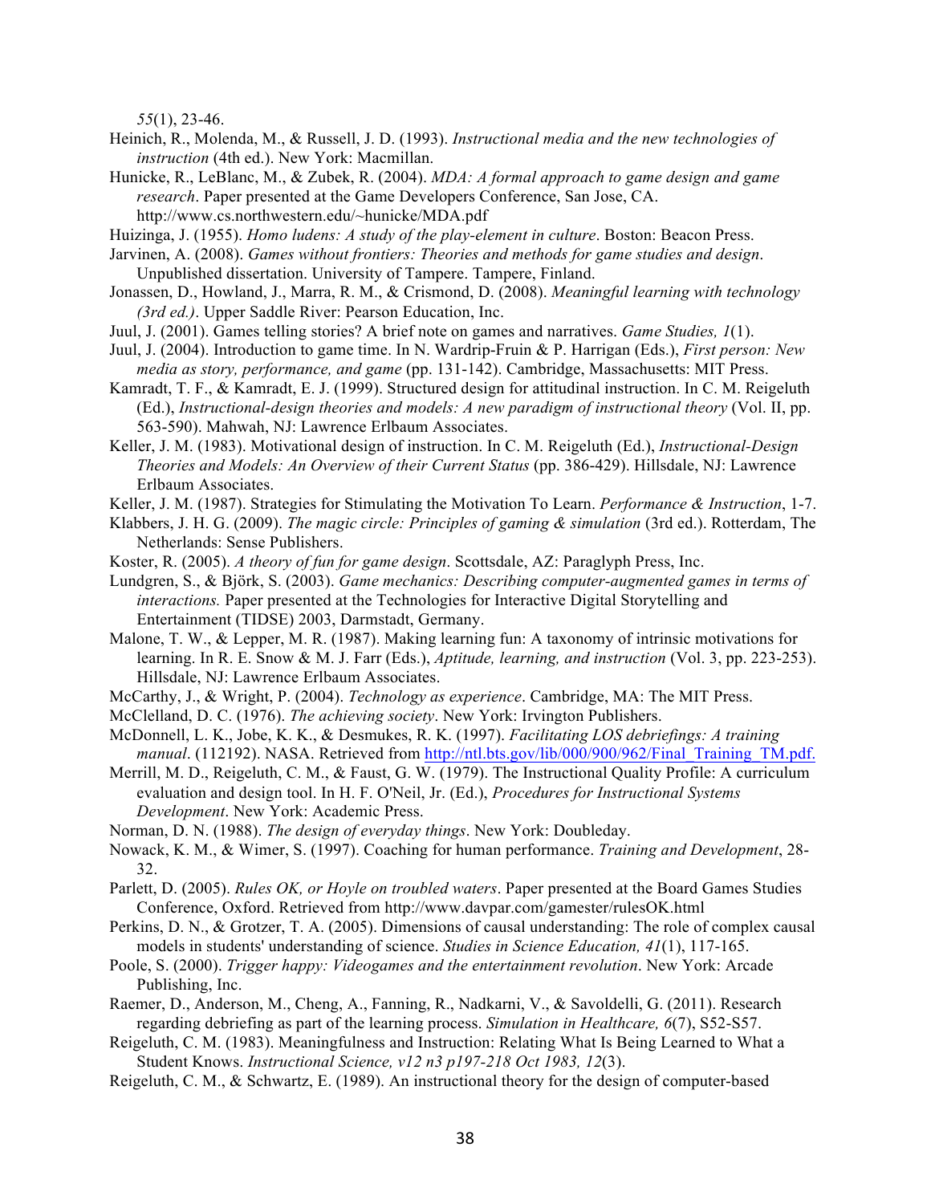*55*(1), 23-46.

Heinich, R., Molenda, M., & Russell, J. D. (1993). *Instructional media and the new technologies of instruction* (4th ed.). New York: Macmillan.

Hunicke, R., LeBlanc, M., & Zubek, R. (2004). *MDA: A formal approach to game design and game research*. Paper presented at the Game Developers Conference, San Jose, CA. http://www.cs.northwestern.edu/~hunicke/MDA.pdf

Huizinga, J. (1955). *Homo ludens: A study of the play-element in culture*. Boston: Beacon Press.

Jarvinen, A. (2008). *Games without frontiers: Theories and methods for game studies and design*. Unpublished dissertation. University of Tampere. Tampere, Finland.

Jonassen, D., Howland, J., Marra, R. M., & Crismond, D. (2008). *Meaningful learning with technology (3rd ed.)*. Upper Saddle River: Pearson Education, Inc.

Juul, J. (2001). Games telling stories? A brief note on games and narratives. *Game Studies, 1*(1).

Juul, J. (2004). Introduction to game time. In N. Wardrip-Fruin & P. Harrigan (Eds.), *First person: New media as story, performance, and game* (pp. 131-142). Cambridge, Massachusetts: MIT Press.

Kamradt, T. F., & Kamradt, E. J. (1999). Structured design for attitudinal instruction. In C. M. Reigeluth (Ed.), *Instructional-design theories and models: A new paradigm of instructional theory* (Vol. II, pp. 563-590). Mahwah, NJ: Lawrence Erlbaum Associates.

Keller, J. M. (1983). Motivational design of instruction. In C. M. Reigeluth (Ed.), *Instructional-Design Theories and Models: An Overview of their Current Status* (pp. 386-429). Hillsdale, NJ: Lawrence Erlbaum Associates.

Keller, J. M. (1987). Strategies for Stimulating the Motivation To Learn. *Performance & Instruction*, 1-7.

Klabbers, J. H. G. (2009). *The magic circle: Principles of gaming & simulation* (3rd ed.). Rotterdam, The Netherlands: Sense Publishers.

Koster, R. (2005). *A theory of fun for game design*. Scottsdale, AZ: Paraglyph Press, Inc.

Lundgren, S., & Björk, S. (2003). *Game mechanics: Describing computer-augmented games in terms of interactions.* Paper presented at the Technologies for Interactive Digital Storytelling and Entertainment (TIDSE) 2003, Darmstadt, Germany.

Malone, T. W., & Lepper, M. R. (1987). Making learning fun: A taxonomy of intrinsic motivations for learning. In R. E. Snow & M. J. Farr (Eds.), *Aptitude, learning, and instruction* (Vol. 3, pp. 223-253). Hillsdale, NJ: Lawrence Erlbaum Associates.

McCarthy, J., & Wright, P. (2004). *Technology as experience*. Cambridge, MA: The MIT Press.

McClelland, D. C. (1976). *The achieving society*. New York: Irvington Publishers.

McDonnell, L. K., Jobe, K. K., & Desmukes, R. K. (1997). *Facilitating LOS debriefings: A training manual*. (112192). NASA. Retrieved from http://ntl.bts.gov/lib/000/900/962/Final_Training_TM.pdf.

Merrill, M. D., Reigeluth, C. M., & Faust, G. W. (1979). The Instructional Quality Profile: A curriculum evaluation and design tool. In H. F. O'Neil, Jr. (Ed.), *Procedures for Instructional Systems Development*. New York: Academic Press.

Norman, D. N. (1988). *The design of everyday things*. New York: Doubleday.

Nowack, K. M., & Wimer, S. (1997). Coaching for human performance. *Training and Development*, 28-32.

Parlett, D. (2005). *Rules OK, or Hoyle on troubled waters*. Paper presented at the Board Games Studies Conference, Oxford. Retrieved from http://www.davpar.com/gamester/rulesOK.html

Perkins, D. N., & Grotzer, T. A. (2005). Dimensions of causal understanding: The role of complex causal models in students' understanding of science. *Studies in Science Education, 41*(1), 117-165.

Poole, S. (2000). *Trigger happy: Videogames and the entertainment revolution*. New York: Arcade Publishing, Inc.

Raemer, D., Anderson, M., Cheng, A., Fanning, R., Nadkarni, V., & Savoldelli, G. (2011). Research regarding debriefing as part of the learning process. *Simulation in Healthcare, 6*(7), S52-S57.

Reigeluth, C. M. (1983). Meaningfulness and Instruction: Relating What Is Being Learned to What a Student Knows. *Instructional Science, v12 n3 p197-218 Oct 1983, 12*(3).

Reigeluth, C. M., & Schwartz, E. (1989). An instructional theory for the design of computer-based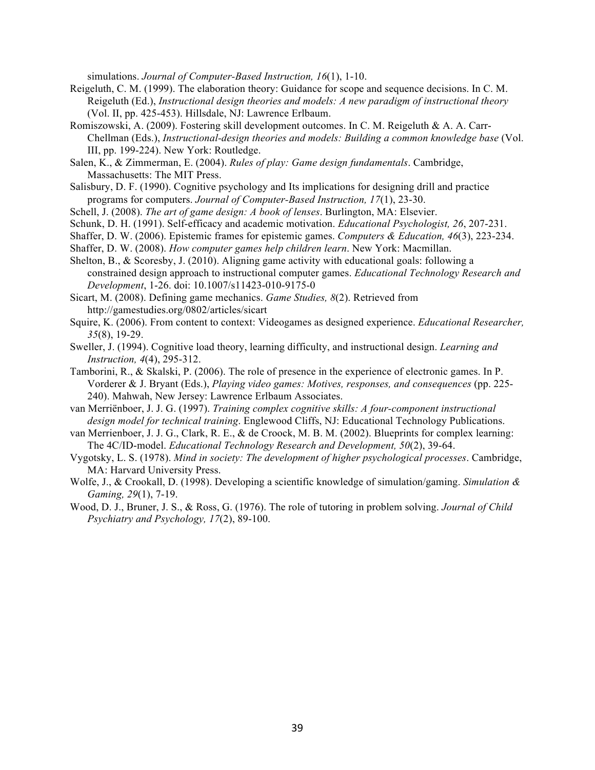simulations. *Journal of Computer-Based Instruction, 16*(1), 1-10.

Reigeluth, C. M. (1999). The elaboration theory: Guidance for scope and sequence decisions. In C. M. Reigeluth (Ed.), *Instructional design theories and models: A new paradigm of instructional theory* (Vol. II, pp. 425-453). Hillsdale, NJ: Lawrence Erlbaum.

Romiszowski, A. (2009). Fostering skill development outcomes. In C. M. Reigeluth & A. A. Carr-Chellman (Eds.), *Instructional-design theories and models: Building a common knowledge base* (Vol. III, pp. 199-224). New York: Routledge.

Salen, K., & Zimmerman, E. (2004). *Rules of play: Game design fundamentals*. Cambridge, Massachusetts: The MIT Press.

Salisbury, D. F. (1990). Cognitive psychology and Its implications for designing drill and practice programs for computers. *Journal of Computer-Based Instruction, 17*(1), 23-30.

Schell, J. (2008). *The art of game design: A book of lenses*. Burlington, MA: Elsevier.

Schunk, D. H. (1991). Self-efficacy and academic motivation. *Educational Psychologist, 26*, 207-231.

Shaffer, D. W. (2006). Epistemic frames for epistemic games. *Computers & Education, 46*(3), 223-234.

Shaffer, D. W. (2008). *How computer games help children learn*. New York: Macmillan.

Shelton, B., & Scoresby, J. (2010). Aligning game activity with educational goals: following a constrained design approach to instructional computer games. *Educational Technology Research and Development*, 1-26. doi: 10.1007/s11423-010-9175-0

Sicart, M. (2008). Defining game mechanics. *Game Studies, 8*(2). Retrieved from http://gamestudies.org/0802/articles/sicart

Squire, K. (2006). From content to context: Videogames as designed experience. *Educational Researcher, 35*(8), 19-29.

Sweller, J. (1994). Cognitive load theory, learning difficulty, and instructional design. *Learning and Instruction, 4*(4), 295-312.

Tamborini, R., & Skalski, P. (2006). The role of presence in the experience of electronic games. In P. Vorderer & J. Bryant (Eds.), *Playing video games: Motives, responses, and consequences* (pp. 225-240). Mahwah, New Jersey: Lawrence Erlbaum Associates.

van Merriënboer, J. J. G. (1997). *Training complex cognitive skills: A four-component instructional design model for technical training*. Englewood Cliffs, NJ: Educational Technology Publications.

van Merrienboer, J. J. G., Clark, R. E., & de Croock, M. B. M. (2002). Blueprints for complex learning: The 4C/ID-model. *Educational Technology Research and Development, 50*(2), 39-64.

Vygotsky, L. S. (1978). *Mind in society: The development of higher psychological processes*. Cambridge, MA: Harvard University Press.

Wolfe, J., & Crookall, D. (1998). Developing a scientific knowledge of simulation/gaming. *Simulation & Gaming, 29*(1), 7-19.

Wood, D. J., Bruner, J. S., & Ross, G. (1976). The role of tutoring in problem solving. *Journal of Child Psychiatry and Psychology, 17*(2), 89-100.